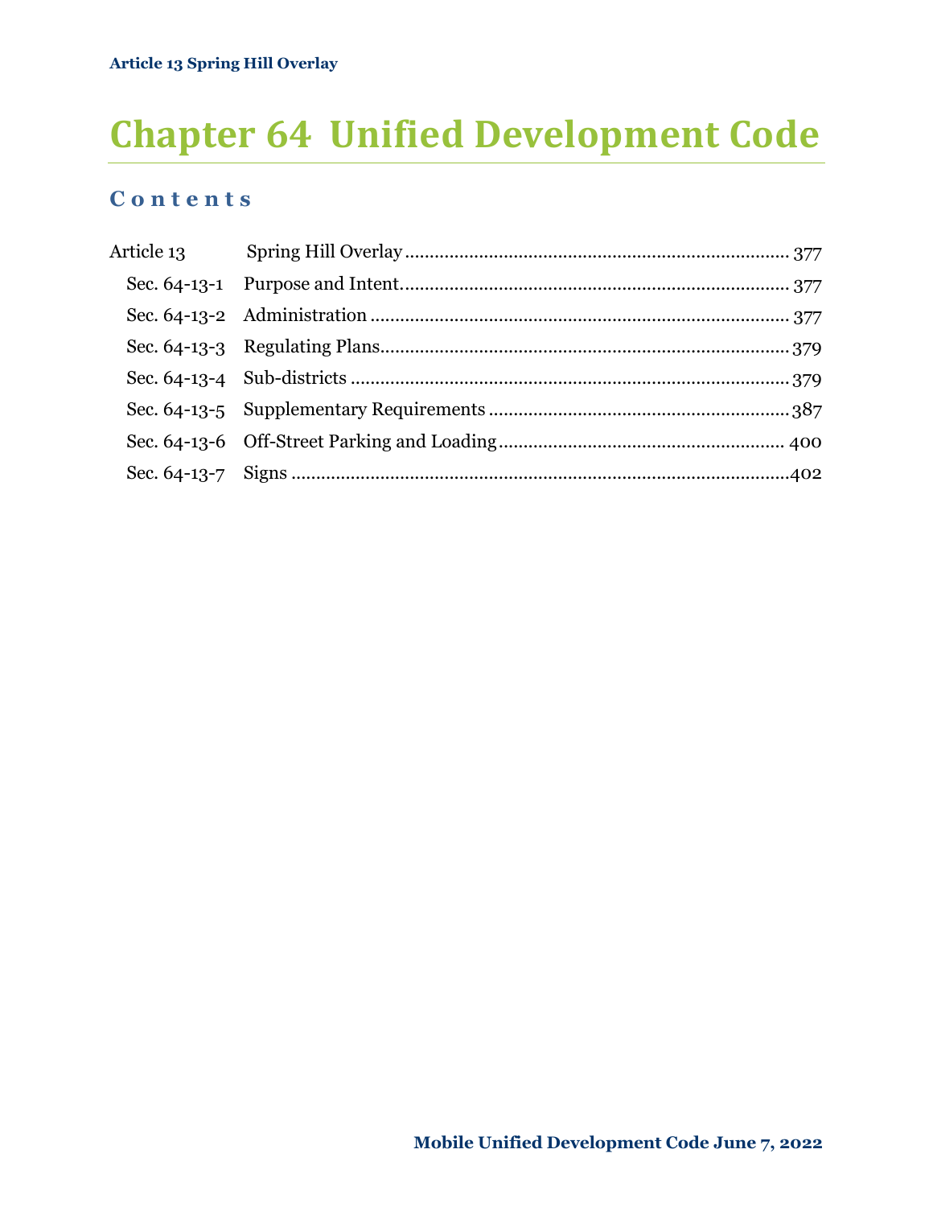# Chapter 64 Unified Development Code

## Contents

| | | |
|---|---|---|
| Article 13 | Spring Hill Overlay | 377 |
| Sec. 64-13-1 | Purpose and Intent | 377 |
| Sec. 64-13-2 | Administration | 377 |
| Sec. 64-13-3 | Regulating Plans | 379 |
| Sec. 64-13-4 | Sub-districts | 379 |
| Sec. 64-13-5 | Supplementary Requirements | 387 |
| Sec. 64-13-6 | Off-Street Parking and Loading | 400 |
| Sec. 64-13-7 | Signs | 402 |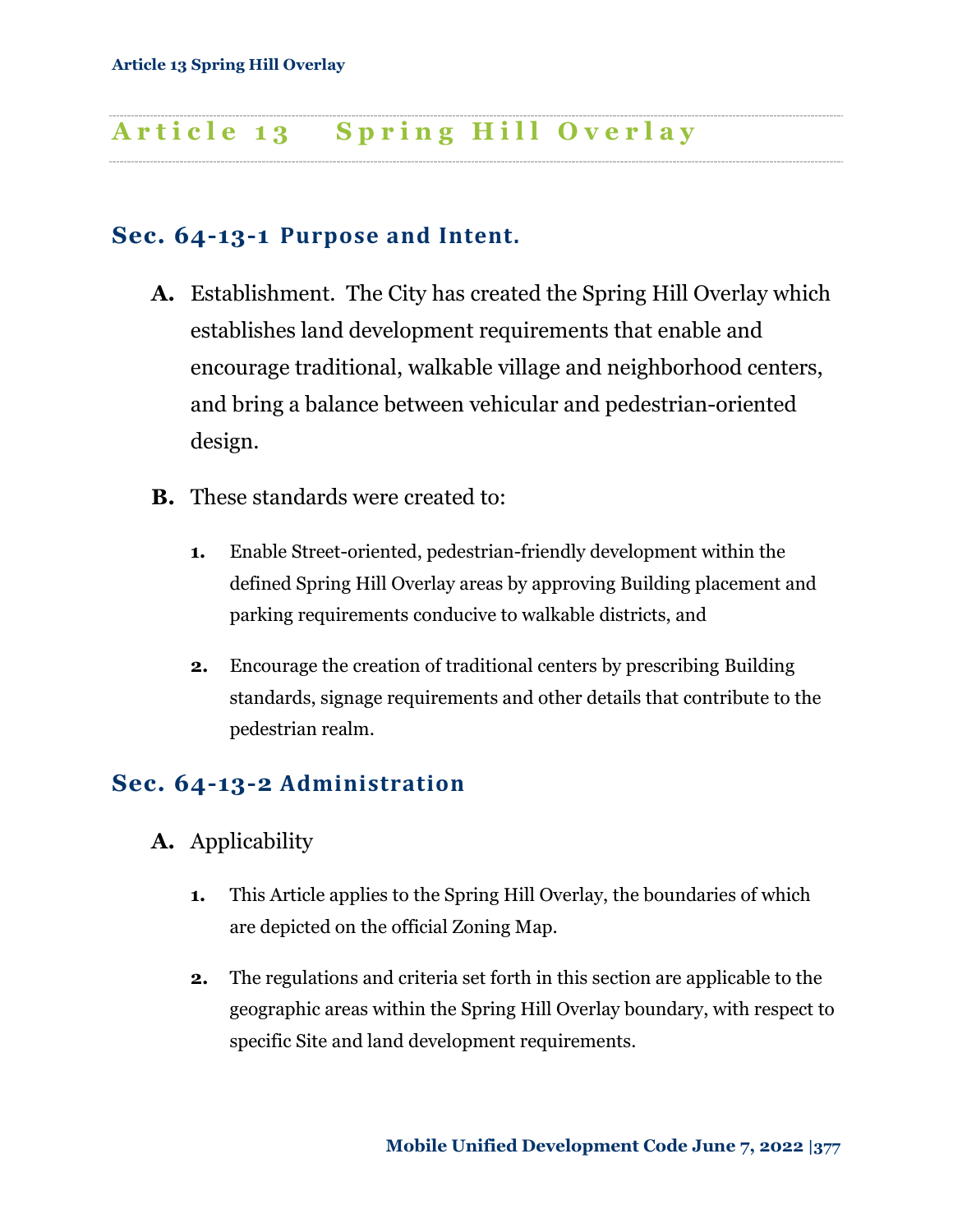# Article 13 Spring Hill Overlay

## Sec. 64-13-1 Purpose and Intent.

**A.** Establishment. The City has created the Spring Hill Overlay which establishes land development requirements that enable and encourage traditional, walkable village and neighborhood centers, and bring a balance between vehicular and pedestrian-oriented design.

**B.** These standards were created to:

1. Enable Street-oriented, pedestrian-friendly development within the defined Spring Hill Overlay areas by approving Building placement and parking requirements conducive to walkable districts, and

2. Encourage the creation of traditional centers by prescribing Building standards, signage requirements and other details that contribute to the pedestrian realm.

## Sec. 64-13-2 Administration

**A.** Applicability

1. This Article applies to the Spring Hill Overlay, the boundaries of which are depicted on the official Zoning Map.

2. The regulations and criteria set forth in this section are applicable to the geographic areas within the Spring Hill Overlay boundary, with respect to specific Site and land development requirements.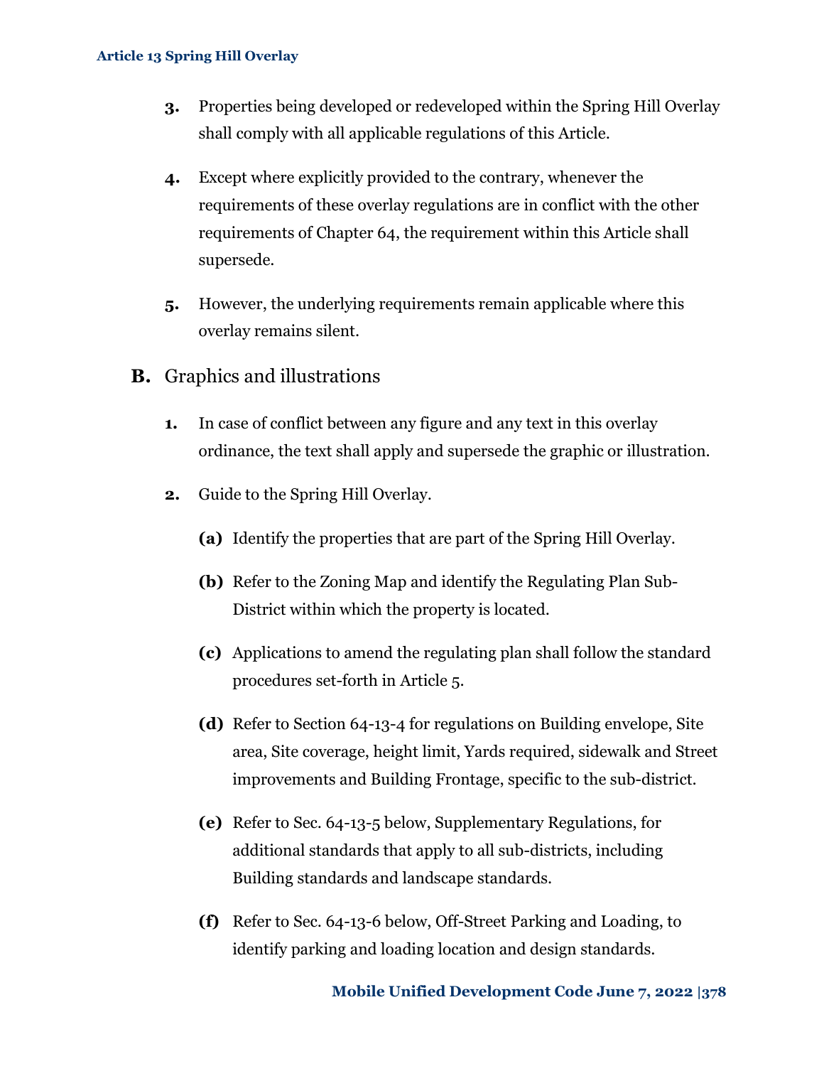3. Properties being developed or redeveloped within the Spring Hill Overlay shall comply with all applicable regulations of this Article.

4. Except where explicitly provided to the contrary, whenever the requirements of these overlay regulations are in conflict with the other requirements of Chapter 64, the requirement within this Article shall supersede.

5. However, the underlying requirements remain applicable where this overlay remains silent.

## B. Graphics and illustrations

1. In case of conflict between any figure and any text in this overlay ordinance, the text shall apply and supersede the graphic or illustration.

2. Guide to the Spring Hill Overlay.

   **(a)** Identify the properties that are part of the Spring Hill Overlay.

   **(b)** Refer to the Zoning Map and identify the Regulating Plan Sub-District within which the property is located.

   **(c)** Applications to amend the regulating plan shall follow the standard procedures set-forth in Article 5.

   **(d)** Refer to Section 64-13-4 for regulations on Building envelope, Site area, Site coverage, height limit, Yards required, sidewalk and Street improvements and Building Frontage, specific to the sub-district.

   **(e)** Refer to Sec. 64-13-5 below, Supplementary Regulations, for additional standards that apply to all sub-districts, including Building standards and landscape standards.

   **(f)** Refer to Sec. 64-13-6 below, Off-Street Parking and Loading, to identify parking and loading location and design standards.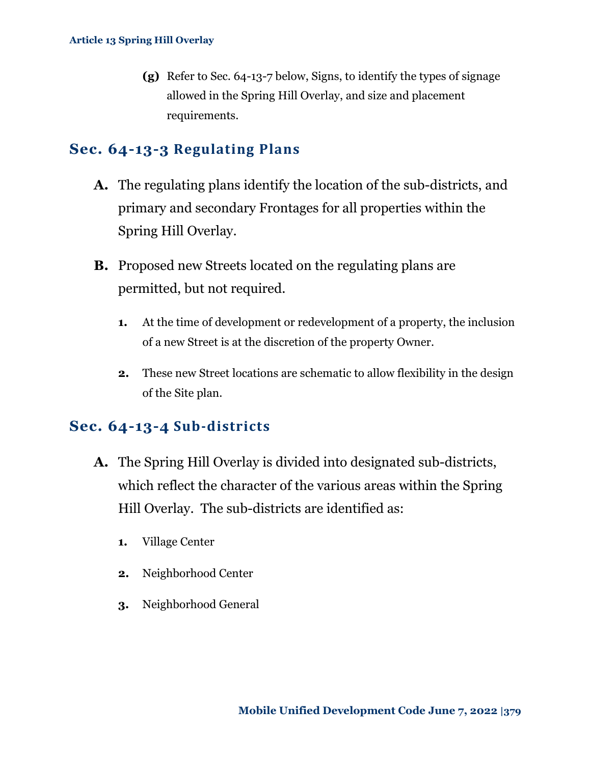**(g)** Refer to Sec. 64-13-7 below, Signs, to identify the types of signage allowed in the Spring Hill Overlay, and size and placement requirements.

## Sec. 64-13-3 Regulating Plans

**A.** The regulating plans identify the location of the sub-districts, and primary and secondary Frontages for all properties within the Spring Hill Overlay.

**B.** Proposed new Streets located on the regulating plans are permitted, but not required.

1. At the time of development or redevelopment of a property, the inclusion of a new Street is at the discretion of the property Owner.
2. These new Street locations are schematic to allow flexibility in the design of the Site plan.

## Sec. 64-13-4 Sub-districts

**A.** The Spring Hill Overlay is divided into designated sub-districts, which reflect the character of the various areas within the Spring Hill Overlay. The sub-districts are identified as:

1. Village Center
2. Neighborhood Center
3. Neighborhood General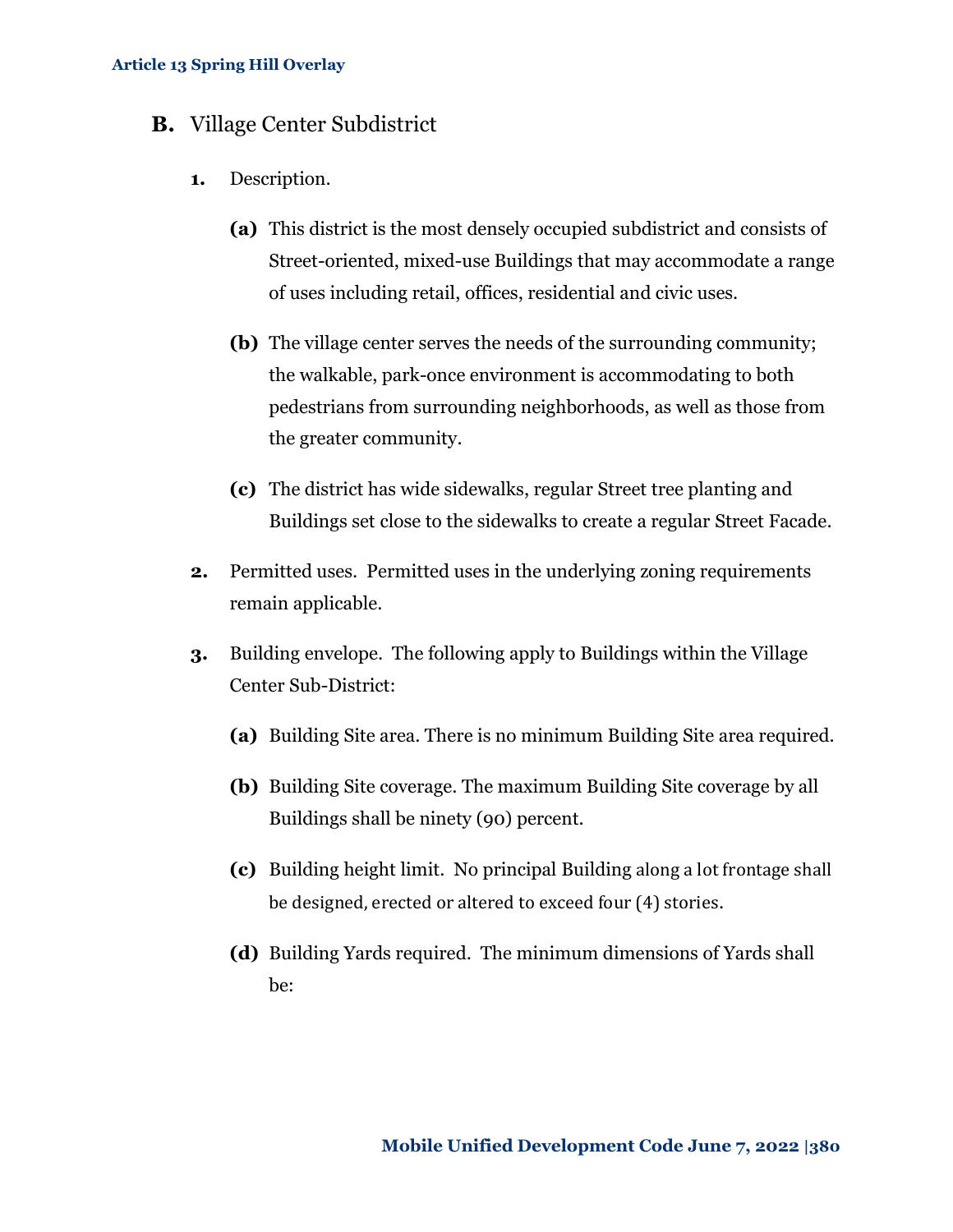## B. Village Center Subdistrict

**1.** Description.

**(a)** This district is the most densely occupied subdistrict and consists of Street-oriented, mixed-use Buildings that may accommodate a range of uses including retail, offices, residential and civic uses.

**(b)** The village center serves the needs of the surrounding community; the walkable, park-once environment is accommodating to both pedestrians from surrounding neighborhoods, as well as those from the greater community.

**(c)** The district has wide sidewalks, regular Street tree planting and Buildings set close to the sidewalks to create a regular Street Facade.

**2.** Permitted uses. Permitted uses in the underlying zoning requirements remain applicable.

**3.** Building envelope. The following apply to Buildings within the Village Center Sub-District:

**(a)** Building Site area. There is no minimum Building Site area required.

**(b)** Building Site coverage. The maximum Building Site coverage by all Buildings shall be ninety (90) percent.

**(c)** Building height limit. No principal Building along a lot frontage shall be designed, erected or altered to exceed four (4) stories.

**(d)** Building Yards required. The minimum dimensions of Yards shall be: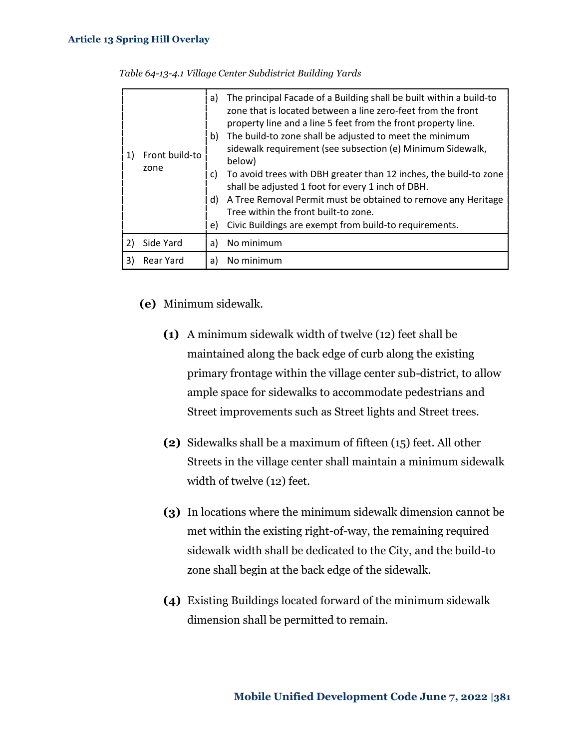*Table 64-13-4.1 Village Center Subdistrict Building Yards*

| | |
|---|---|
| 1) Front build-to zone | a) The principal Facade of a Building shall be built within a build-to zone that is located between a line zero-feet from the front property line and a line 5 feet from the front property line.<br>b) The build-to zone shall be adjusted to meet the minimum sidewalk requirement (see subsection (e) Minimum Sidewalk, below)<br>c) To avoid trees with DBH greater than 12 inches, the build-to zone shall be adjusted 1 foot for every 1 inch of DBH.<br>d) A Tree Removal Permit must be obtained to remove any Heritage Tree within the front built-to zone.<br>e) Civic Buildings are exempt from build-to requirements. |
| 2) Side Yard | a) No minimum |
| 3) Rear Yard | a) No minimum |

**(e)** Minimum sidewalk.

**(1)** A minimum sidewalk width of twelve (12) feet shall be maintained along the back edge of curb along the existing primary frontage within the village center sub-district, to allow ample space for sidewalks to accommodate pedestrians and Street improvements such as Street lights and Street trees.

**(2)** Sidewalks shall be a maximum of fifteen (15) feet. All other Streets in the village center shall maintain a minimum sidewalk width of twelve (12) feet.

**(3)** In locations where the minimum sidewalk dimension cannot be met within the existing right-of-way, the remaining required sidewalk width shall be dedicated to the City, and the build-to zone shall begin at the back edge of the sidewalk.

**(4)** Existing Buildings located forward of the minimum sidewalk dimension shall be permitted to remain.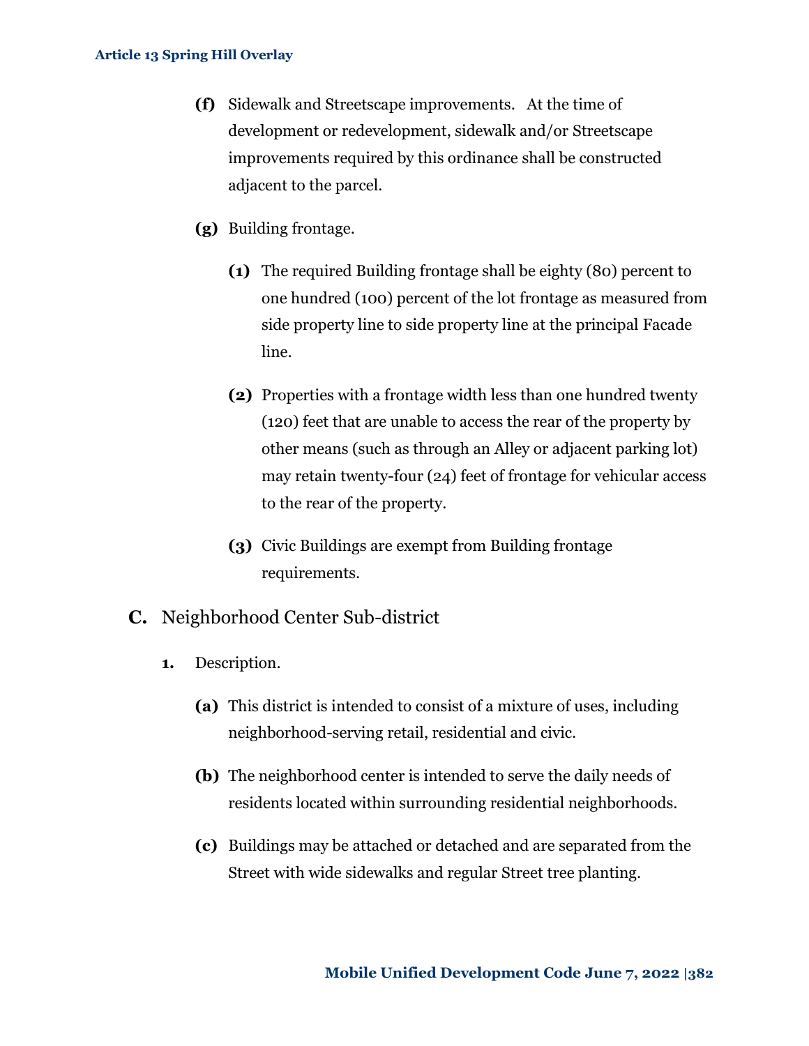**(f)** Sidewalk and Streetscape improvements. At the time of development or redevelopment, sidewalk and/or Streetscape improvements required by this ordinance shall be constructed adjacent to the parcel.

**(g)** Building frontage.

**(1)** The required Building frontage shall be eighty (80) percent to one hundred (100) percent of the lot frontage as measured from side property line to side property line at the principal Facade line.

**(2)** Properties with a frontage width less than one hundred twenty (120) feet that are unable to access the rear of the property by other means (such as through an Alley or adjacent parking lot) may retain twenty-four (24) feet of frontage for vehicular access to the rear of the property.

**(3)** Civic Buildings are exempt from Building frontage requirements.

## C. Neighborhood Center Sub-district

**1.** Description.

**(a)** This district is intended to consist of a mixture of uses, including neighborhood-serving retail, residential and civic.

**(b)** The neighborhood center is intended to serve the daily needs of residents located within surrounding residential neighborhoods.

**(c)** Buildings may be attached or detached and are separated from the Street with wide sidewalks and regular Street tree planting.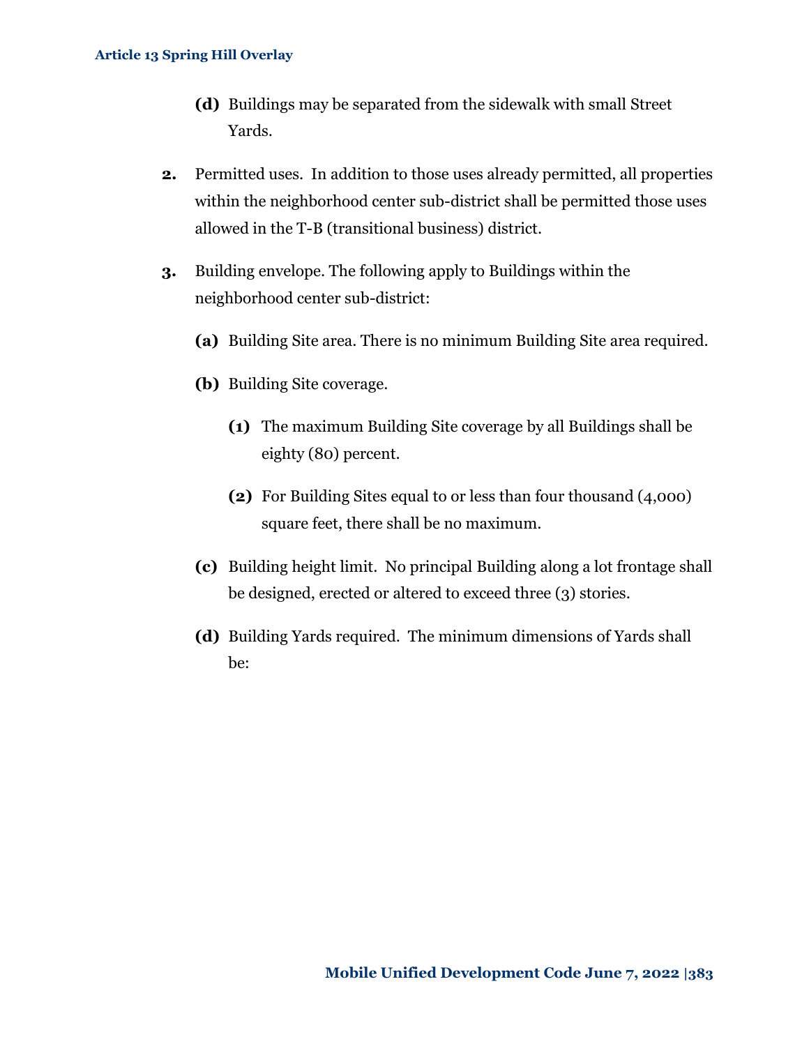**(d)** Buildings may be separated from the sidewalk with small Street Yards.

**2.** Permitted uses. In addition to those uses already permitted, all properties within the neighborhood center sub-district shall be permitted those uses allowed in the T-B (transitional business) district.

**3.** Building envelope. The following apply to Buildings within the neighborhood center sub-district:

**(a)** Building Site area. There is no minimum Building Site area required.

**(b)** Building Site coverage.

**(1)** The maximum Building Site coverage by all Buildings shall be eighty (80) percent.

**(2)** For Building Sites equal to or less than four thousand (4,000) square feet, there shall be no maximum.

**(c)** Building height limit. No principal Building along a lot frontage shall be designed, erected or altered to exceed three (3) stories.

**(d)** Building Yards required. The minimum dimensions of Yards shall be: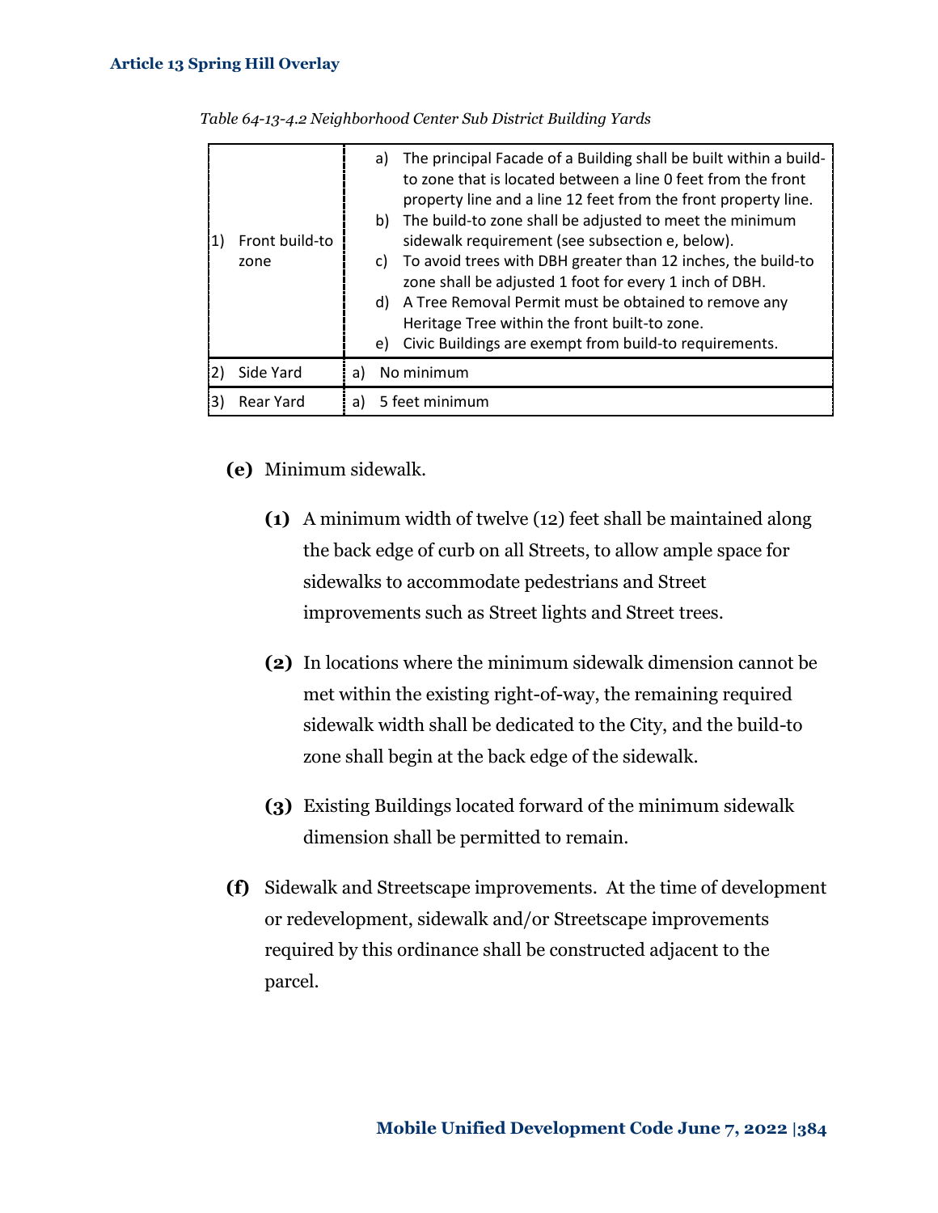*Table 64-13-4.2 Neighborhood Center Sub District Building Yards*

| | |
|---|---|
| 1) Front build-to zone | a) The principal Facade of a Building shall be built within a build-to zone that is located between a line 0 feet from the front property line and a line 12 feet from the front property line.<br>b) The build-to zone shall be adjusted to meet the minimum sidewalk requirement (see subsection e, below).<br>c) To avoid trees with DBH greater than 12 inches, the build-to zone shall be adjusted 1 foot for every 1 inch of DBH.<br>d) A Tree Removal Permit must be obtained to remove any Heritage Tree within the front built-to zone.<br>e) Civic Buildings are exempt from build-to requirements. |
| 2) Side Yard | a) No minimum |
| 3) Rear Yard | a) 5 feet minimum |

**(e)** Minimum sidewalk.

> **(1)** A minimum width of twelve (12) feet shall be maintained along the back edge of curb on all Streets, to allow ample space for sidewalks to accommodate pedestrians and Street improvements such as Street lights and Street trees.
>
> **(2)** In locations where the minimum sidewalk dimension cannot be met within the existing right-of-way, the remaining required sidewalk width shall be dedicated to the City, and the build-to zone shall begin at the back edge of the sidewalk.
>
> **(3)** Existing Buildings located forward of the minimum sidewalk dimension shall be permitted to remain.

**(f)** Sidewalk and Streetscape improvements. At the time of development or redevelopment, sidewalk and/or Streetscape improvements required by this ordinance shall be constructed adjacent to the parcel.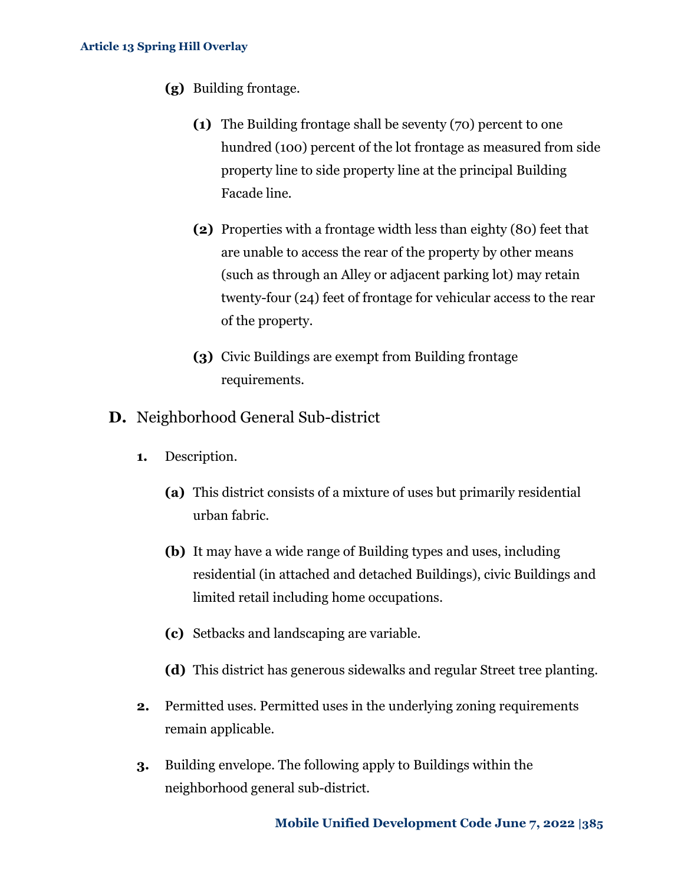**(g)** Building frontage.

**(1)** The Building frontage shall be seventy (70) percent to one hundred (100) percent of the lot frontage as measured from side property line to side property line at the principal Building Facade line.

**(2)** Properties with a frontage width less than eighty (80) feet that are unable to access the rear of the property by other means (such as through an Alley or adjacent parking lot) may retain twenty-four (24) feet of frontage for vehicular access to the rear of the property.

**(3)** Civic Buildings are exempt from Building frontage requirements.

## D. Neighborhood General Sub-district

**1.** Description.

**(a)** This district consists of a mixture of uses but primarily residential urban fabric.

**(b)** It may have a wide range of Building types and uses, including residential (in attached and detached Buildings), civic Buildings and limited retail including home occupations.

**(c)** Setbacks and landscaping are variable.

**(d)** This district has generous sidewalks and regular Street tree planting.

**2.** Permitted uses. Permitted uses in the underlying zoning requirements remain applicable.

**3.** Building envelope. The following apply to Buildings within the neighborhood general sub-district.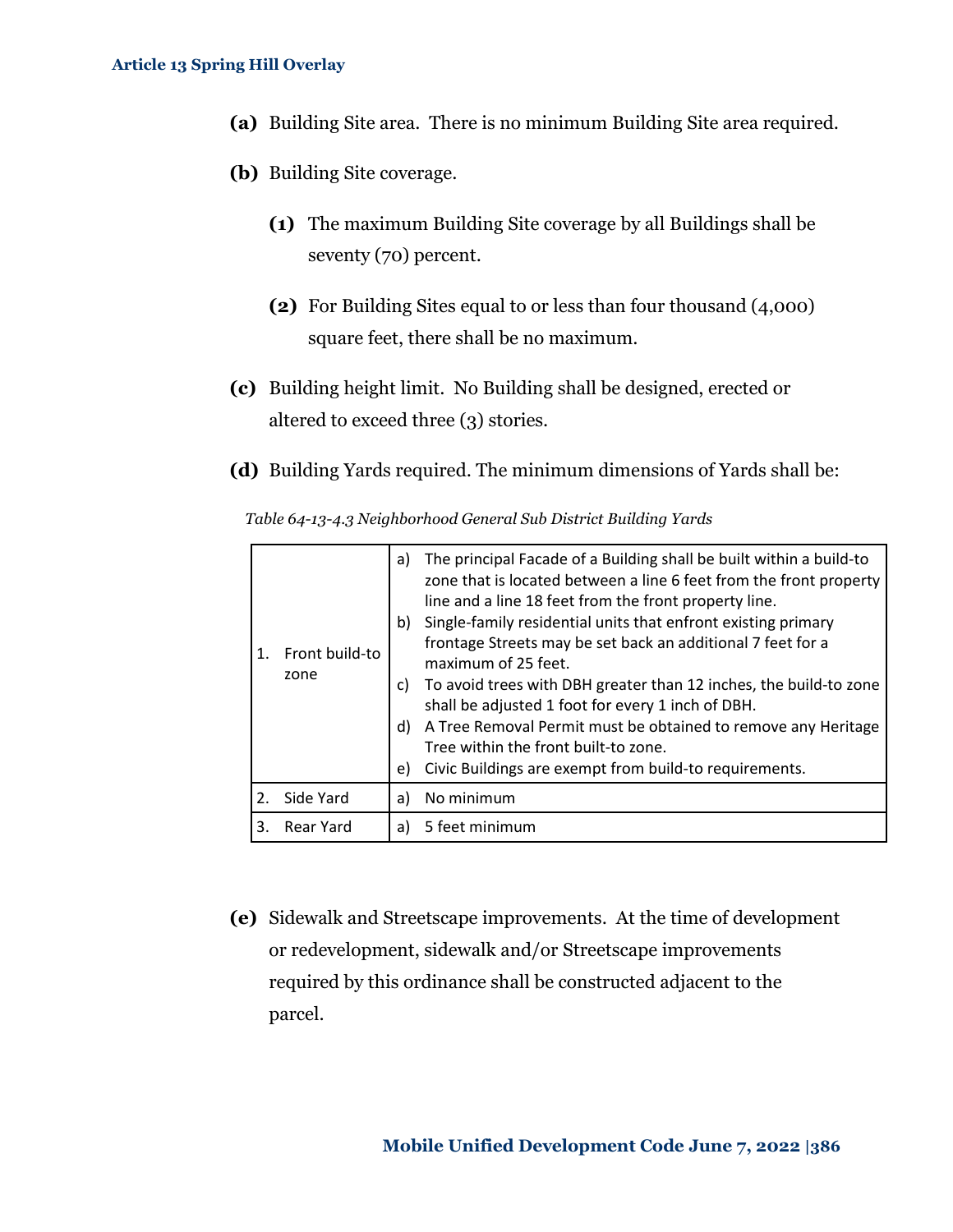**(a)** Building Site area. There is no minimum Building Site area required.

**(b)** Building Site coverage.

**(1)** The maximum Building Site coverage by all Buildings shall be seventy (70) percent.

**(2)** For Building Sites equal to or less than four thousand (4,000) square feet, there shall be no maximum.

**(c)** Building height limit. No Building shall be designed, erected or altered to exceed three (3) stories.

**(d)** Building Yards required. The minimum dimensions of Yards shall be:

*Table 64-13-4.3 Neighborhood General Sub District Building Yards*

| | |
|---|---|
| 1. Front build-to zone | a) The principal Facade of a Building shall be built within a build-to zone that is located between a line 6 feet from the front property line and a line 18 feet from the front property line.<br>b) Single-family residential units that enfront existing primary frontage Streets may be set back an additional 7 feet for a maximum of 25 feet.<br>c) To avoid trees with DBH greater than 12 inches, the build-to zone shall be adjusted 1 foot for every 1 inch of DBH.<br>d) A Tree Removal Permit must be obtained to remove any Heritage Tree within the front built-to zone.<br>e) Civic Buildings are exempt from build-to requirements. |
| 2. Side Yard | a) No minimum |
| 3. Rear Yard | a) 5 feet minimum |

**(e)** Sidewalk and Streetscape improvements. At the time of development or redevelopment, sidewalk and/or Streetscape improvements required by this ordinance shall be constructed adjacent to the parcel.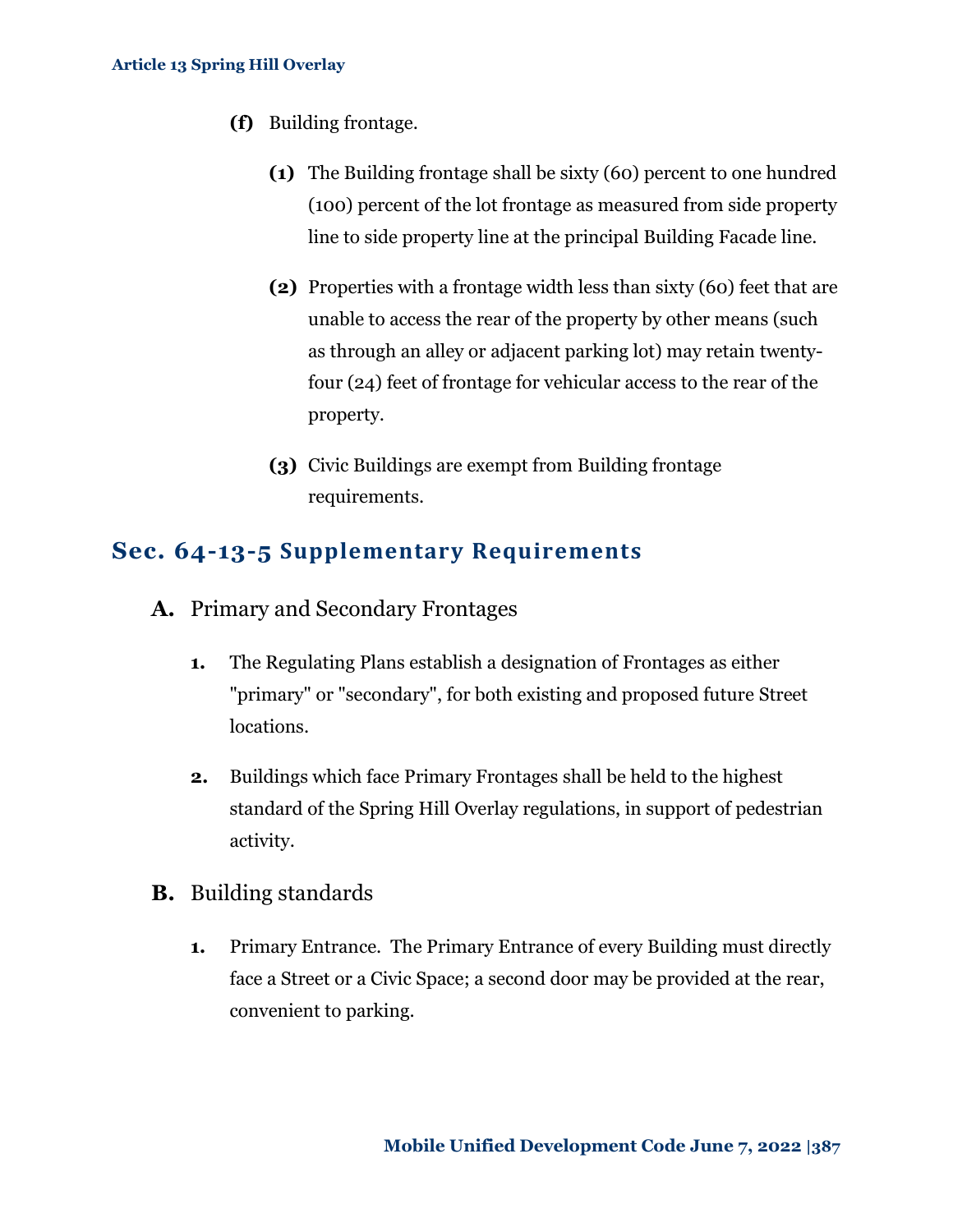**(f)** Building frontage.

**(1)** The Building frontage shall be sixty (60) percent to one hundred (100) percent of the lot frontage as measured from side property line to side property line at the principal Building Facade line.

**(2)** Properties with a frontage width less than sixty (60) feet that are unable to access the rear of the property by other means (such as through an alley or adjacent parking lot) may retain twenty-four (24) feet of frontage for vehicular access to the rear of the property.

**(3)** Civic Buildings are exempt from Building frontage requirements.

## Sec. 64-13-5 Supplementary Requirements

### A. Primary and Secondary Frontages

**1.** The Regulating Plans establish a designation of Frontages as either "primary" or "secondary", for both existing and proposed future Street locations.

**2.** Buildings which face Primary Frontages shall be held to the highest standard of the Spring Hill Overlay regulations, in support of pedestrian activity.

### B. Building standards

**1.** Primary Entrance. The Primary Entrance of every Building must directly face a Street or a Civic Space; a second door may be provided at the rear, convenient to parking.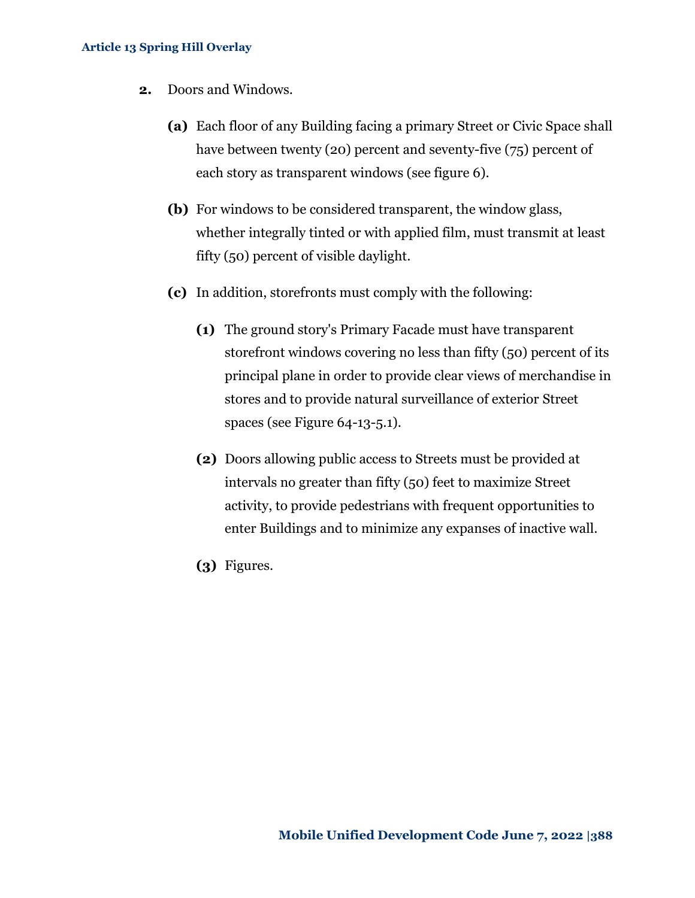**2.** Doors and Windows.

**(a)** Each floor of any Building facing a primary Street or Civic Space shall have between twenty (20) percent and seventy-five (75) percent of each story as transparent windows (see figure 6).

**(b)** For windows to be considered transparent, the window glass, whether integrally tinted or with applied film, must transmit at least fifty (50) percent of visible daylight.

**(c)** In addition, storefronts must comply with the following:

**(1)** The ground story's Primary Facade must have transparent storefront windows covering no less than fifty (50) percent of its principal plane in order to provide clear views of merchandise in stores and to provide natural surveillance of exterior Street spaces (see Figure 64-13-5.1).

**(2)** Doors allowing public access to Streets must be provided at intervals no greater than fifty (50) feet to maximize Street activity, to provide pedestrians with frequent opportunities to enter Buildings and to minimize any expanses of inactive wall.

**(3)** Figures.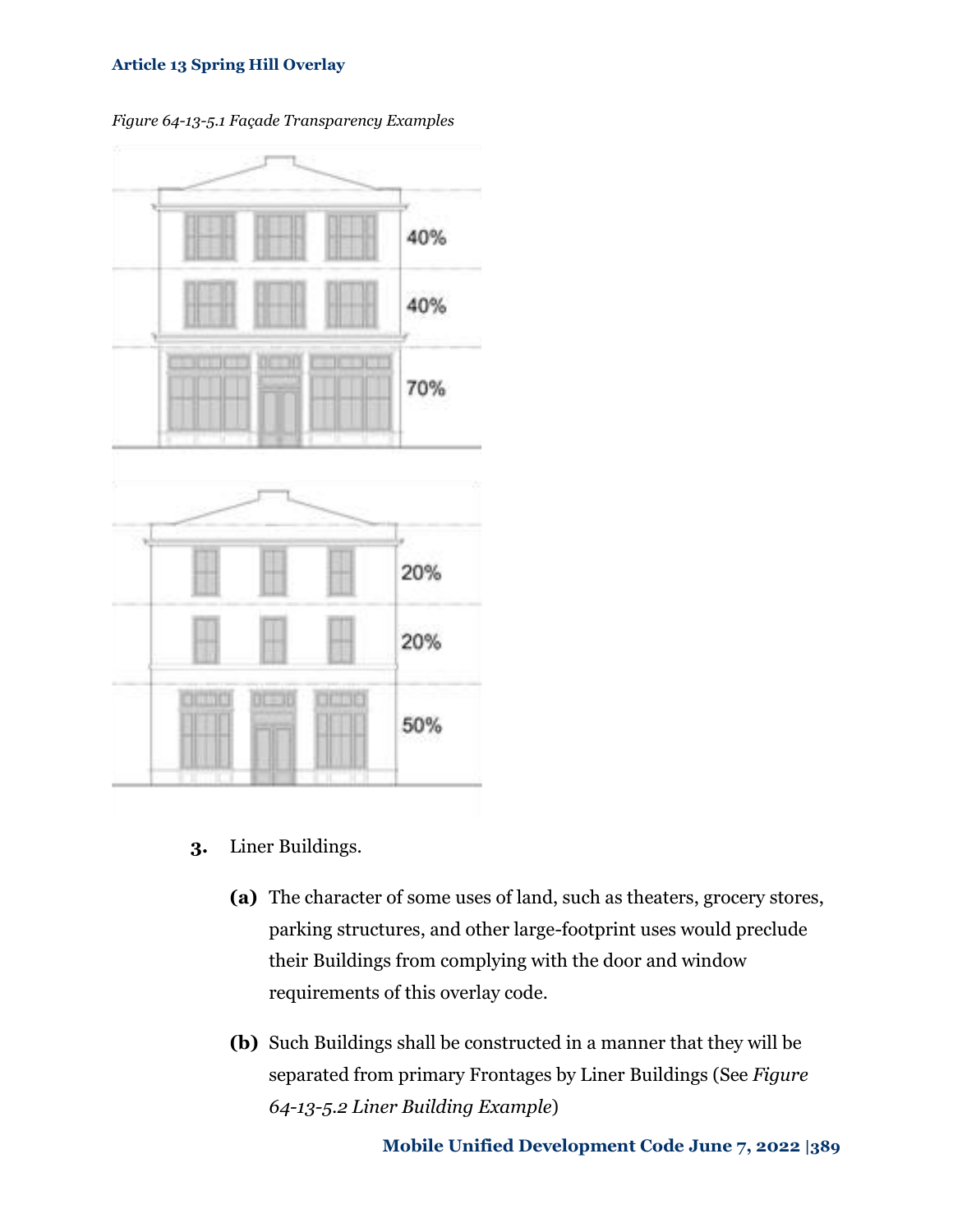*Figure 64-13-5.1 Façade Transparency Examples*

40%

40%

70%

20%

20%

50%

3. Liner Buildings.

   **(a)** The character of some uses of land, such as theaters, grocery stores, parking structures, and other large-footprint uses would preclude their Buildings from complying with the door and window requirements of this overlay code.

   **(b)** Such Buildings shall be constructed in a manner that they will be separated from primary Frontages by Liner Buildings (See *Figure 64-13-5.2 Liner Building Example*)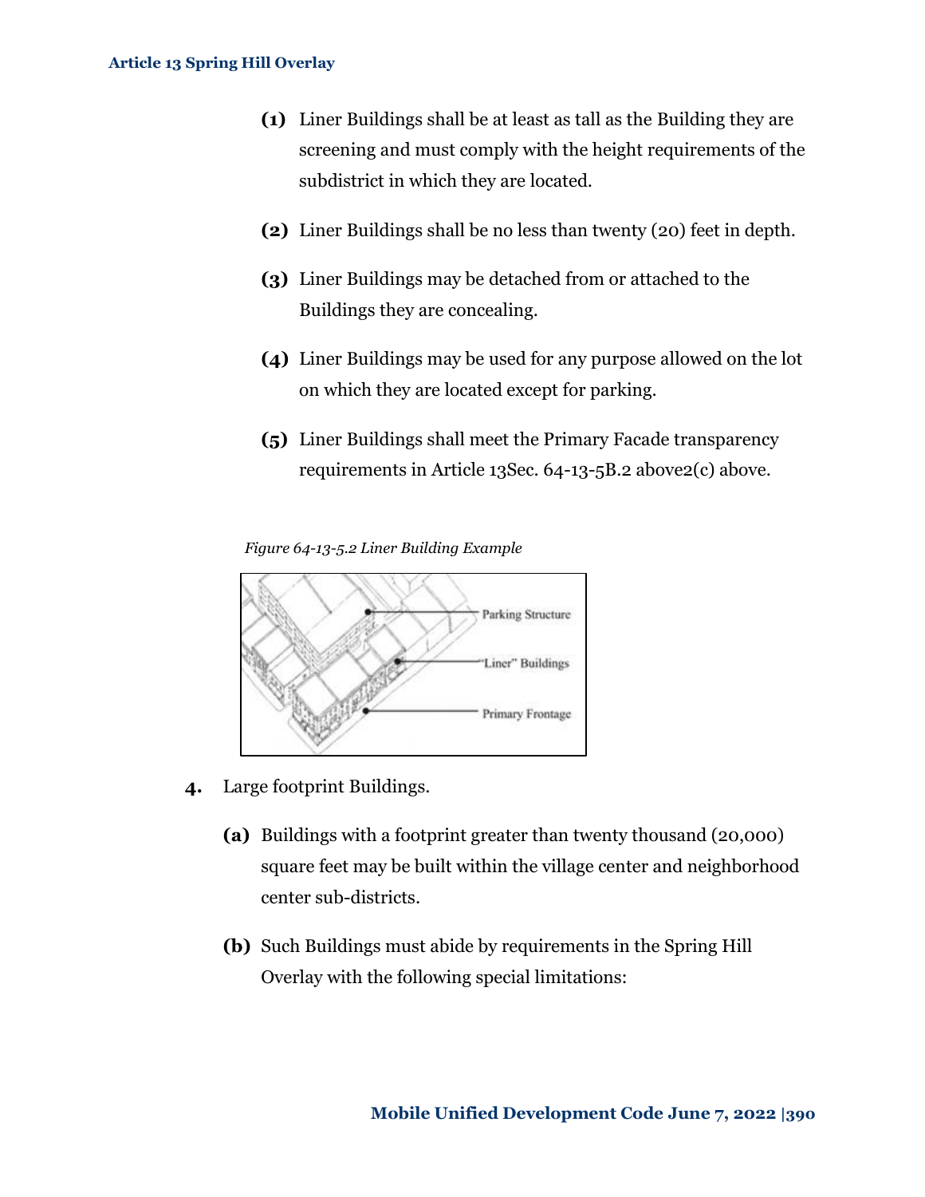(1) Liner Buildings shall be at least as tall as the Building they are screening and must comply with the height requirements of the subdistrict in which they are located.

(2) Liner Buildings shall be no less than twenty (20) feet in depth.

(3) Liner Buildings may be detached from or attached to the Buildings they are concealing.

(4) Liner Buildings may be used for any purpose allowed on the lot on which they are located except for parking.

(5) Liner Buildings shall meet the Primary Facade transparency requirements in Article 13Sec. 64-13-5B.2 above2(c) above.

*Figure 64-13-5.2 Liner Building Example*

**4.** Large footprint Buildings.

**(a)** Buildings with a footprint greater than twenty thousand (20,000) square feet may be built within the village center and neighborhood center sub-districts.

**(b)** Such Buildings must abide by requirements in the Spring Hill Overlay with the following special limitations: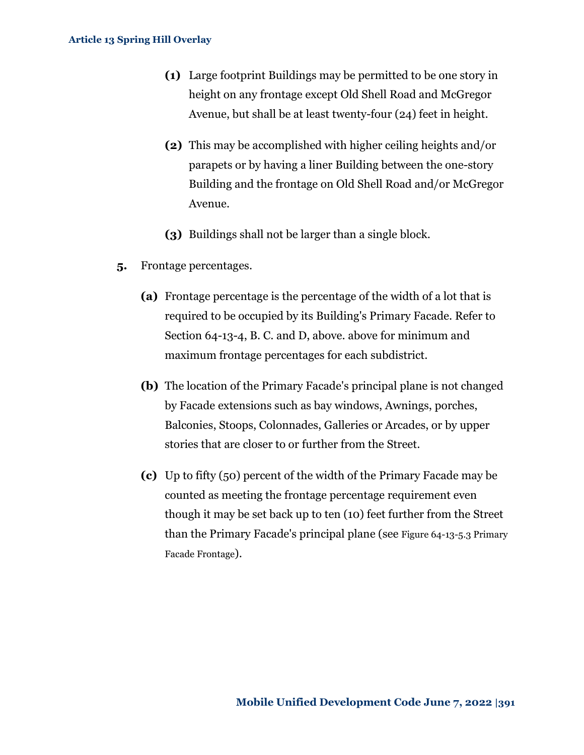**(1)** Large footprint Buildings may be permitted to be one story in height on any frontage except Old Shell Road and McGregor Avenue, but shall be at least twenty-four (24) feet in height.

**(2)** This may be accomplished with higher ceiling heights and/or parapets or by having a liner Building between the one-story Building and the frontage on Old Shell Road and/or McGregor Avenue.

**(3)** Buildings shall not be larger than a single block.

**5.** Frontage percentages.

**(a)** Frontage percentage is the percentage of the width of a lot that is required to be occupied by its Building's Primary Facade. Refer to Section 64-13-4, B. C. and D, above. above for minimum and maximum frontage percentages for each subdistrict.

**(b)** The location of the Primary Facade's principal plane is not changed by Facade extensions such as bay windows, Awnings, porches, Balconies, Stoops, Colonnades, Galleries or Arcades, or by upper stories that are closer to or further from the Street.

**(c)** Up to fifty (50) percent of the width of the Primary Facade may be counted as meeting the frontage percentage requirement even though it may be set back up to ten (10) feet further from the Street than the Primary Facade's principal plane (see Figure 64-13-5.3 Primary Facade Frontage).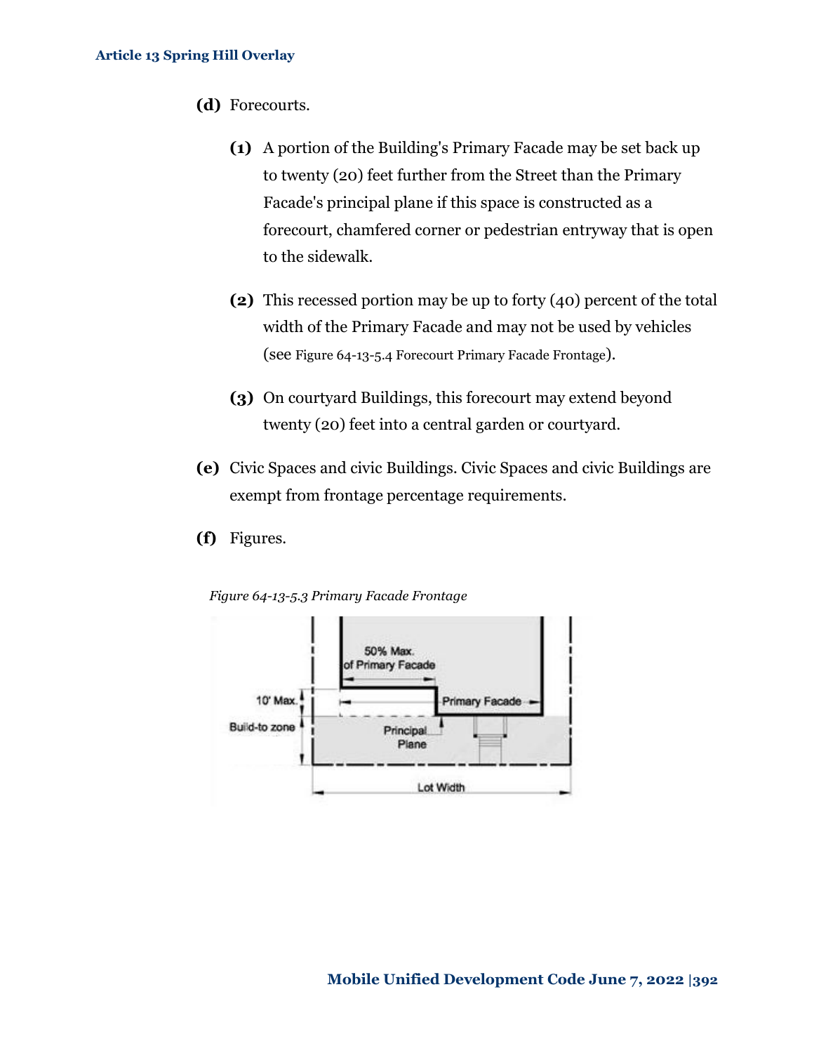**(d)** Forecourts.

**(1)** A portion of the Building's Primary Facade may be set back up to twenty (20) feet further from the Street than the Primary Facade's principal plane if this space is constructed as a forecourt, chamfered corner or pedestrian entryway that is open to the sidewalk.

**(2)** This recessed portion may be up to forty (40) percent of the total width of the Primary Facade and may not be used by vehicles (see Figure 64-13-5.4 Forecourt Primary Facade Frontage).

**(3)** On courtyard Buildings, this forecourt may extend beyond twenty (20) feet into a central garden or courtyard.

**(e)** Civic Spaces and civic Buildings. Civic Spaces and civic Buildings are exempt from frontage percentage requirements.

**(f)** Figures.

*Figure 64-13-5.3 Primary Facade Frontage*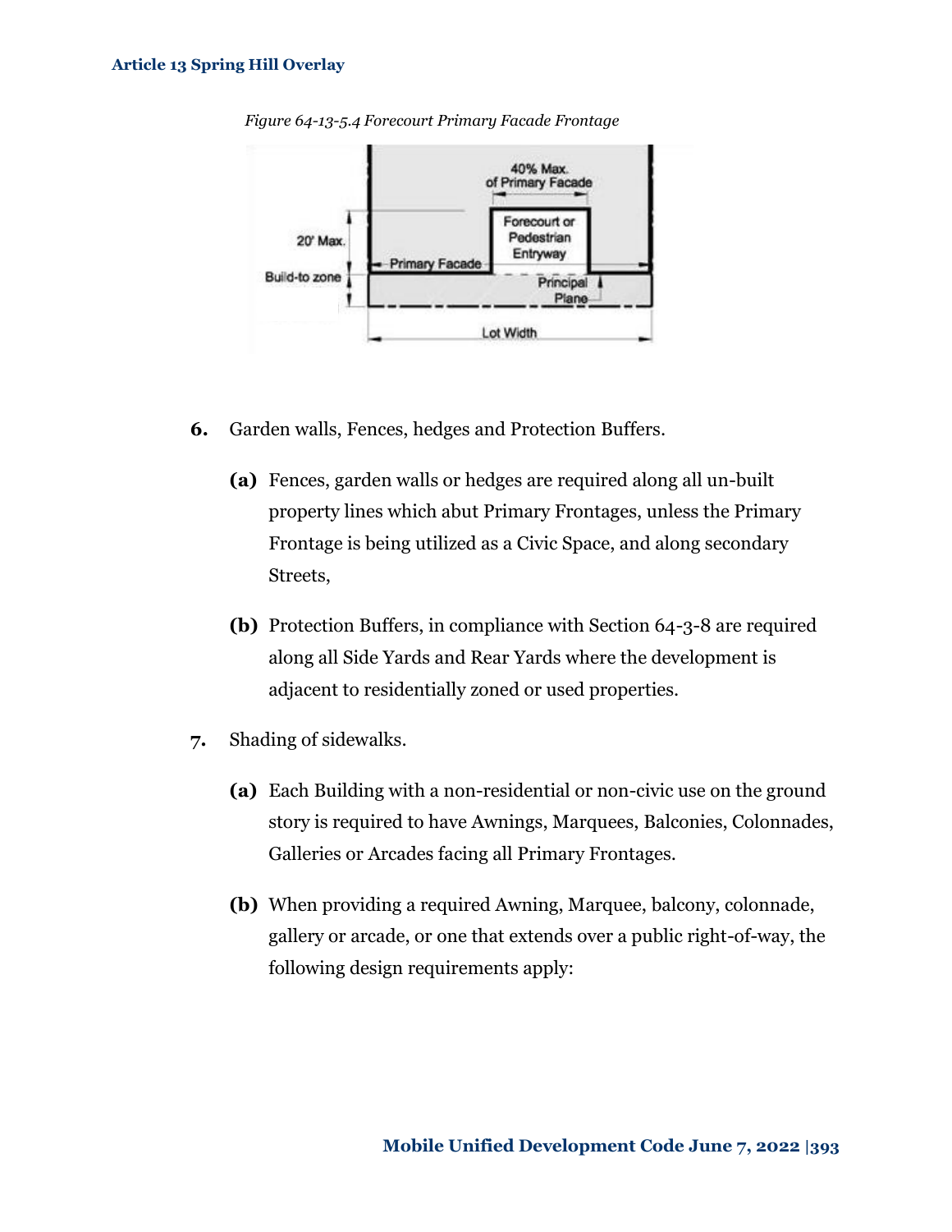*Figure 64-13-5.4 Forecourt Primary Facade Frontage*

6. Garden walls, Fences, hedges and Protection Buffers.

   **(a)** Fences, garden walls or hedges are required along all un-built property lines which abut Primary Frontages, unless the Primary Frontage is being utilized as a Civic Space, and along secondary Streets,

   **(b)** Protection Buffers, in compliance with Section 64-3-8 are required along all Side Yards and Rear Yards where the development is adjacent to residentially zoned or used properties.

7. Shading of sidewalks.

   **(a)** Each Building with a non-residential or non-civic use on the ground story is required to have Awnings, Marquees, Balconies, Colonnades, Galleries or Arcades facing all Primary Frontages.

   **(b)** When providing a required Awning, Marquee, balcony, colonnade, gallery or arcade, or one that extends over a public right-of-way, the following design requirements apply: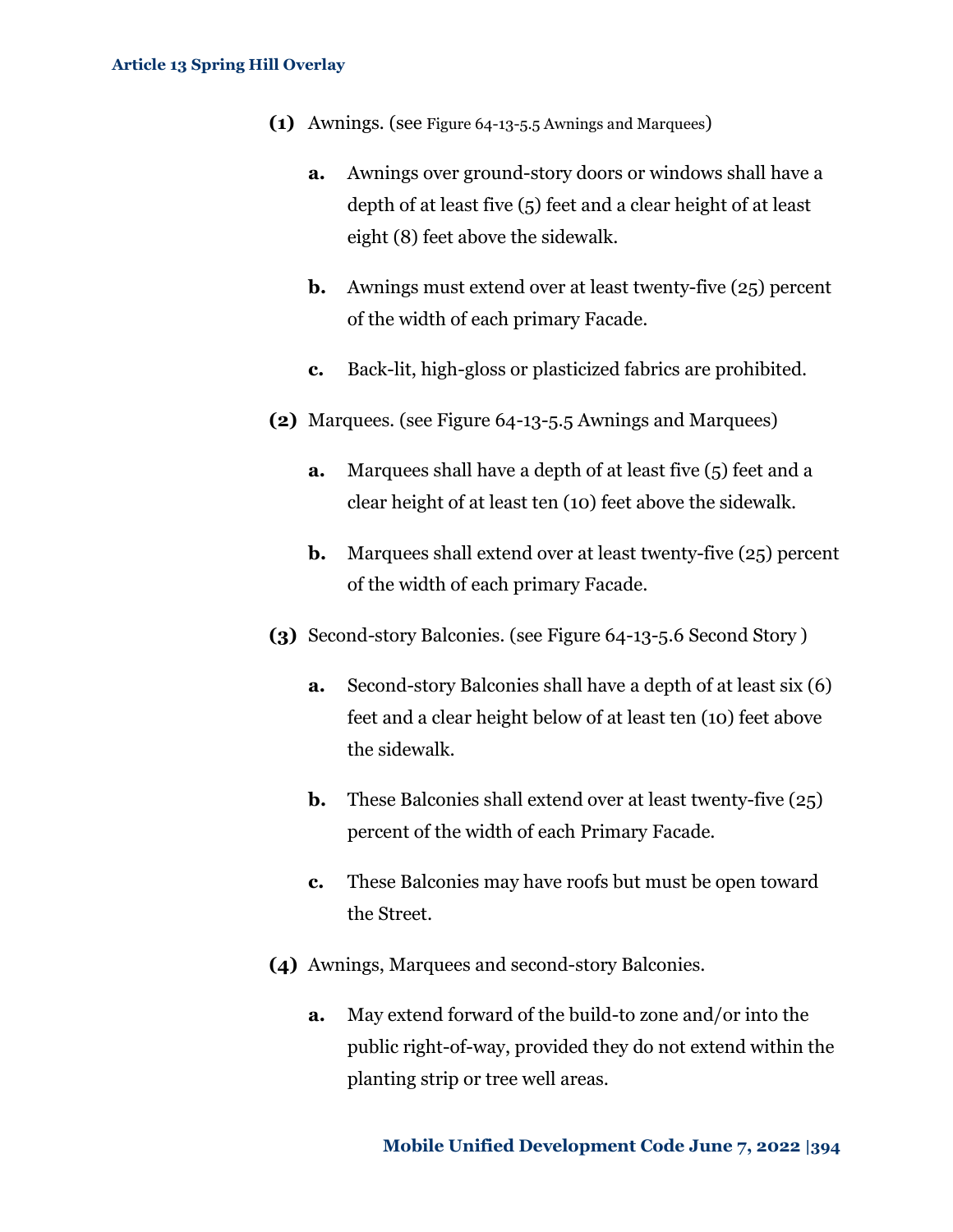**(1)** Awnings. (see Figure 64-13-5.5 Awnings and Marquees)

- **a.** Awnings over ground-story doors or windows shall have a depth of at least five (5) feet and a clear height of at least eight (8) feet above the sidewalk.
- **b.** Awnings must extend over at least twenty-five (25) percent of the width of each primary Facade.
- **c.** Back-lit, high-gloss or plasticized fabrics are prohibited.

**(2)** Marquees. (see Figure 64-13-5.5 Awnings and Marquees)

- **a.** Marquees shall have a depth of at least five (5) feet and a clear height of at least ten (10) feet above the sidewalk.
- **b.** Marquees shall extend over at least twenty-five (25) percent of the width of each primary Facade.

**(3)** Second-story Balconies. (see Figure 64-13-5.6 Second Story )

- **a.** Second-story Balconies shall have a depth of at least six (6) feet and a clear height below of at least ten (10) feet above the sidewalk.
- **b.** These Balconies shall extend over at least twenty-five (25) percent of the width of each Primary Facade.
- **c.** These Balconies may have roofs but must be open toward the Street.

**(4)** Awnings, Marquees and second-story Balconies.

- **a.** May extend forward of the build-to zone and/or into the public right-of-way, provided they do not extend within the planting strip or tree well areas.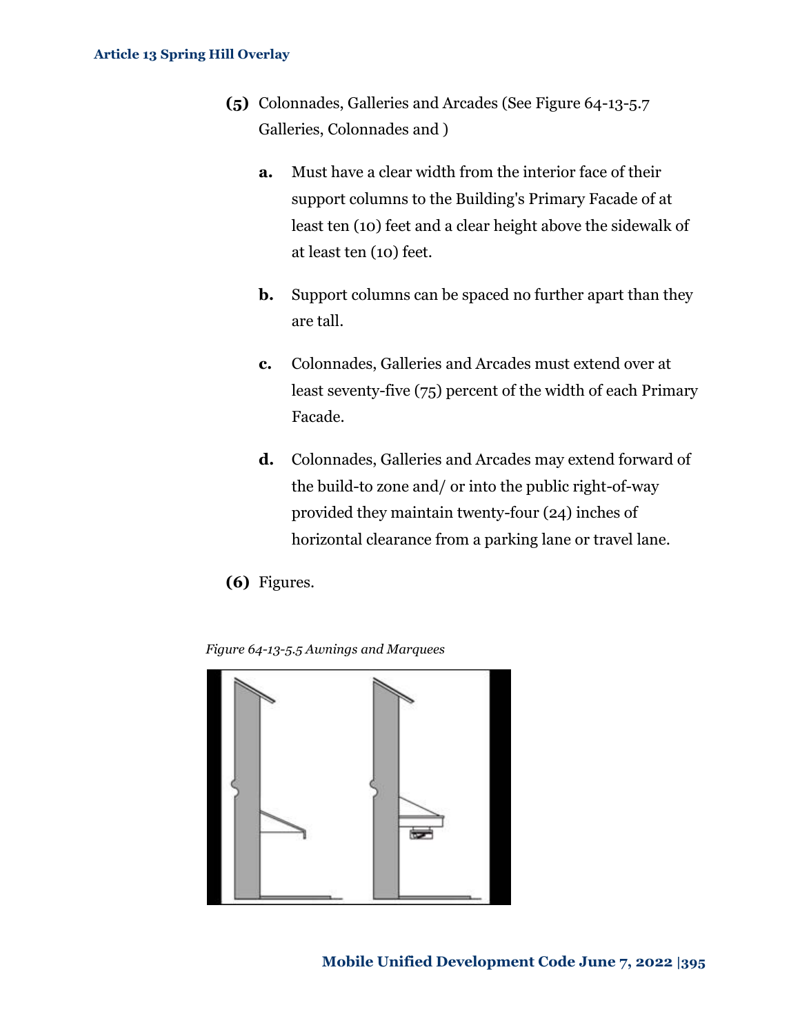**(5)** Colonnades, Galleries and Arcades (See Figure 64-13-5.7 Galleries, Colonnades and )

**a.** Must have a clear width from the interior face of their support columns to the Building's Primary Facade of at least ten (10) feet and a clear height above the sidewalk of at least ten (10) feet.

**b.** Support columns can be spaced no further apart than they are tall.

**c.** Colonnades, Galleries and Arcades must extend over at least seventy-five (75) percent of the width of each Primary Facade.

**d.** Colonnades, Galleries and Arcades may extend forward of the build-to zone and/ or into the public right-of-way provided they maintain twenty-four (24) inches of horizontal clearance from a parking lane or travel lane.

**(6)** Figures.

*Figure 64-13-5.5 Awnings and Marquees*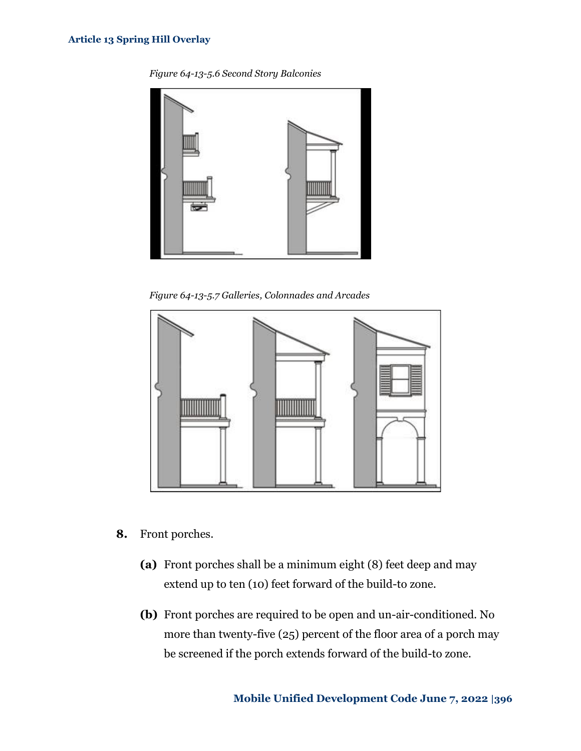*Figure 64-13-5.6 Second Story Balconies*

*Figure 64-13-5.7 Galleries, Colonnades and Arcades*

**8.** Front porches.

**(a)** Front porches shall be a minimum eight (8) feet deep and may extend up to ten (10) feet forward of the build-to zone.

**(b)** Front porches are required to be open and un-air-conditioned. No more than twenty-five (25) percent of the floor area of a porch may be screened if the porch extends forward of the build-to zone.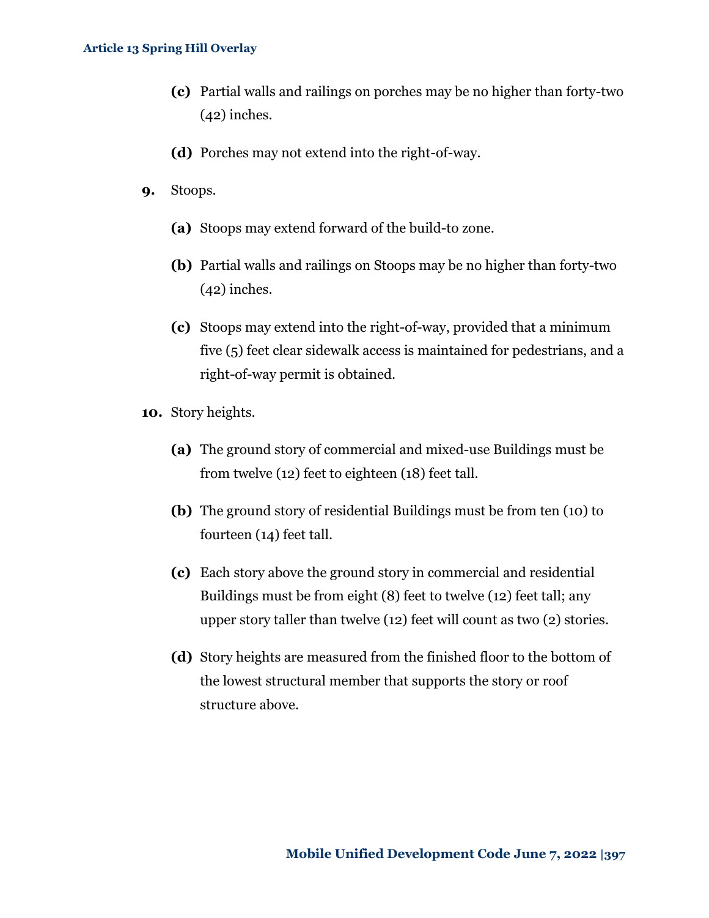- **(c)** Partial walls and railings on porches may be no higher than forty-two (42) inches.
- **(d)** Porches may not extend into the right-of-way.

**9.** Stoops.

- **(a)** Stoops may extend forward of the build-to zone.
- **(b)** Partial walls and railings on Stoops may be no higher than forty-two (42) inches.
- **(c)** Stoops may extend into the right-of-way, provided that a minimum five (5) feet clear sidewalk access is maintained for pedestrians, and a right-of-way permit is obtained.

**10.** Story heights.

- **(a)** The ground story of commercial and mixed-use Buildings must be from twelve (12) feet to eighteen (18) feet tall.
- **(b)** The ground story of residential Buildings must be from ten (10) to fourteen (14) feet tall.
- **(c)** Each story above the ground story in commercial and residential Buildings must be from eight (8) feet to twelve (12) feet tall; any upper story taller than twelve (12) feet will count as two (2) stories.
- **(d)** Story heights are measured from the finished floor to the bottom of the lowest structural member that supports the story or roof structure above.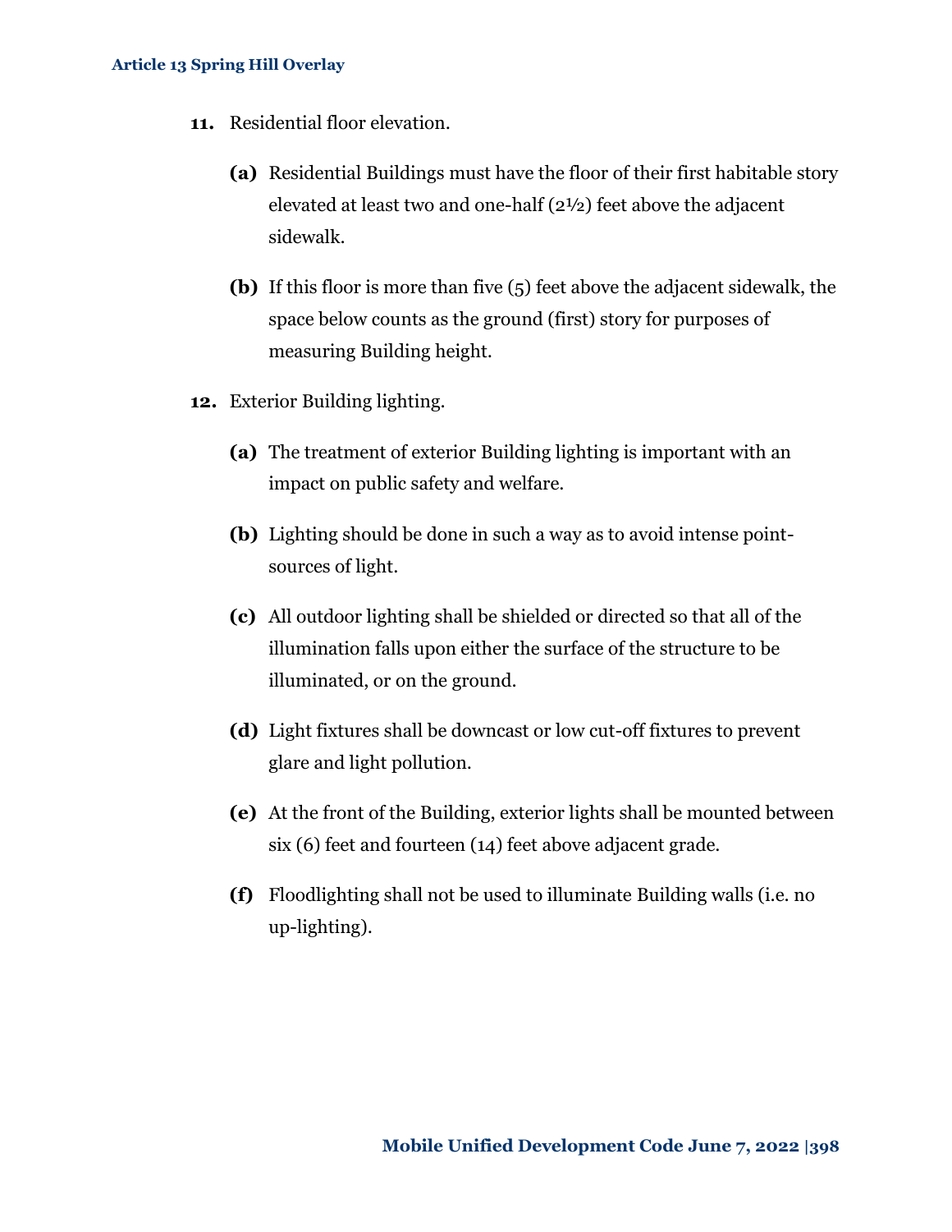**11.** Residential floor elevation.

**(a)** Residential Buildings must have the floor of their first habitable story elevated at least two and one-half (2½) feet above the adjacent sidewalk.

**(b)** If this floor is more than five (5) feet above the adjacent sidewalk, the space below counts as the ground (first) story for purposes of measuring Building height.

**12.** Exterior Building lighting.

**(a)** The treatment of exterior Building lighting is important with an impact on public safety and welfare.

**(b)** Lighting should be done in such a way as to avoid intense point-sources of light.

**(c)** All outdoor lighting shall be shielded or directed so that all of the illumination falls upon either the surface of the structure to be illuminated, or on the ground.

**(d)** Light fixtures shall be downcast or low cut-off fixtures to prevent glare and light pollution.

**(e)** At the front of the Building, exterior lights shall be mounted between six (6) feet and fourteen (14) feet above adjacent grade.

**(f)** Floodlighting shall not be used to illuminate Building walls (i.e. no up-lighting).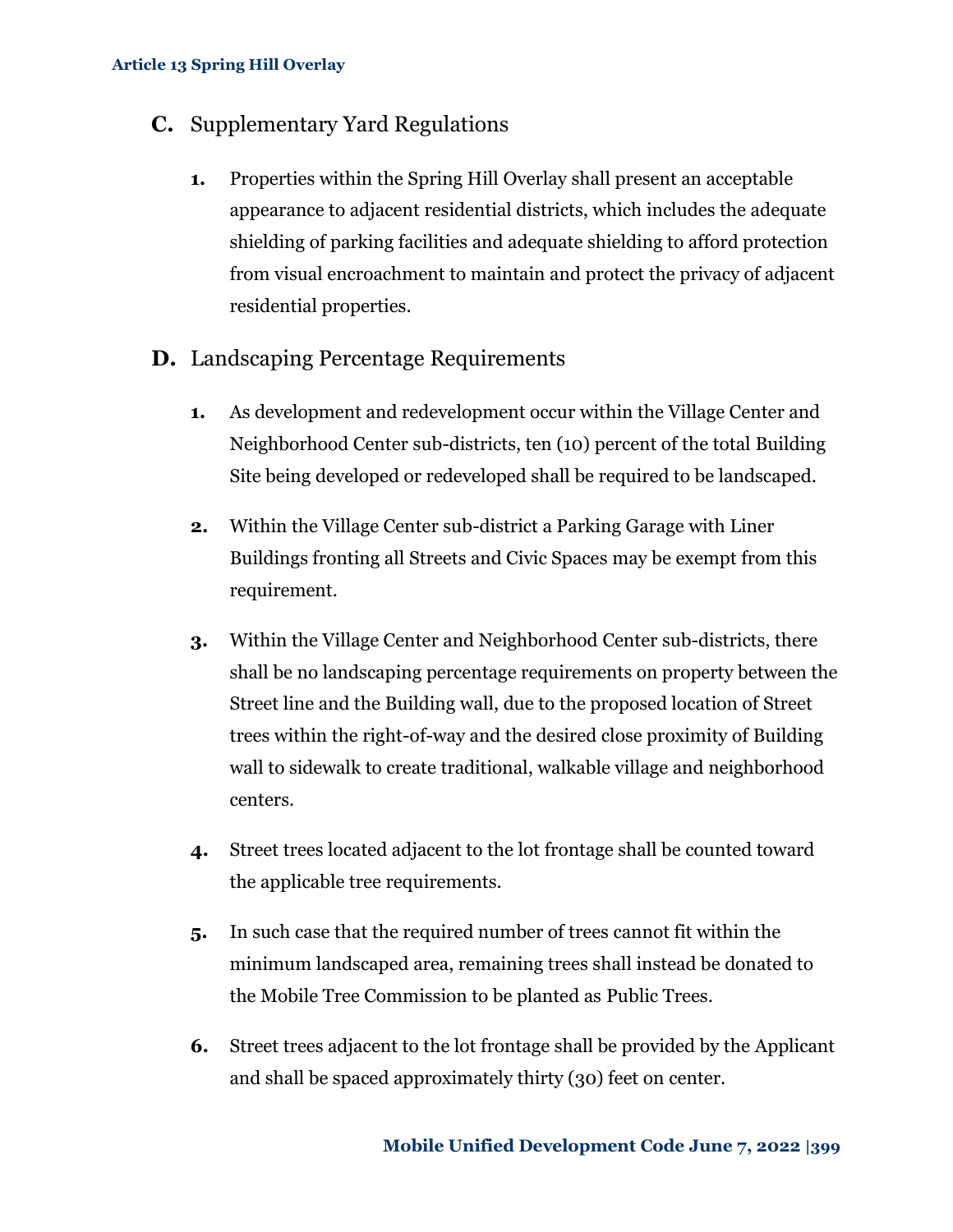## C. Supplementary Yard Regulations

1. Properties within the Spring Hill Overlay shall present an acceptable appearance to adjacent residential districts, which includes the adequate shielding of parking facilities and adequate shielding to afford protection from visual encroachment to maintain and protect the privacy of adjacent residential properties.

## D. Landscaping Percentage Requirements

1. As development and redevelopment occur within the Village Center and Neighborhood Center sub-districts, ten (10) percent of the total Building Site being developed or redeveloped shall be required to be landscaped.

2. Within the Village Center sub-district a Parking Garage with Liner Buildings fronting all Streets and Civic Spaces may be exempt from this requirement.

3. Within the Village Center and Neighborhood Center sub-districts, there shall be no landscaping percentage requirements on property between the Street line and the Building wall, due to the proposed location of Street trees within the right-of-way and the desired close proximity of Building wall to sidewalk to create traditional, walkable village and neighborhood centers.

4. Street trees located adjacent to the lot frontage shall be counted toward the applicable tree requirements.

5. In such case that the required number of trees cannot fit within the minimum landscaped area, remaining trees shall instead be donated to the Mobile Tree Commission to be planted as Public Trees.

6. Street trees adjacent to the lot frontage shall be provided by the Applicant and shall be spaced approximately thirty (30) feet on center.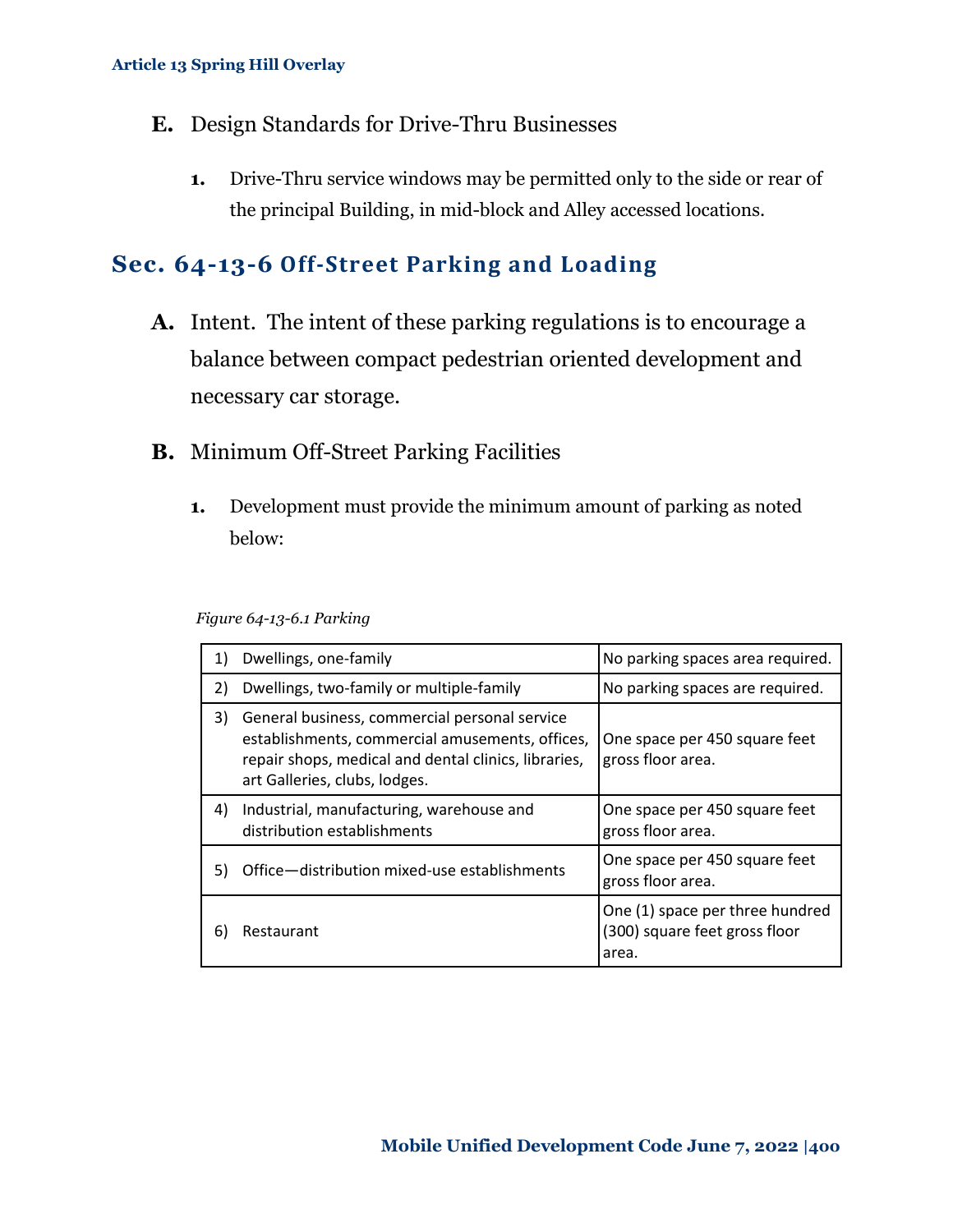**E.** Design Standards for Drive-Thru Businesses

1. Drive-Thru service windows may be permitted only to the side or rear of the principal Building, in mid-block and Alley accessed locations.

## Sec. 64-13-6 Off-Street Parking and Loading

**A.** Intent. The intent of these parking regulations is to encourage a balance between compact pedestrian oriented development and necessary car storage.

**B.** Minimum Off-Street Parking Facilities

1. Development must provide the minimum amount of parking as noted below:

*Figure 64-13-6.1 Parking*

| | | |
|---|---|---|
| 1) | Dwellings, one-family | No parking spaces area required. |
| 2) | Dwellings, two-family or multiple-family | No parking spaces are required. |
| 3) | General business, commercial personal service establishments, commercial amusements, offices, repair shops, medical and dental clinics, libraries, art Galleries, clubs, lodges. | One space per 450 square feet gross floor area. |
| 4) | Industrial, manufacturing, warehouse and distribution establishments | One space per 450 square feet gross floor area. |
| 5) | Office—distribution mixed-use establishments | One space per 450 square feet gross floor area. |
| 6) | Restaurant | One (1) space per three hundred (300) square feet gross floor area. |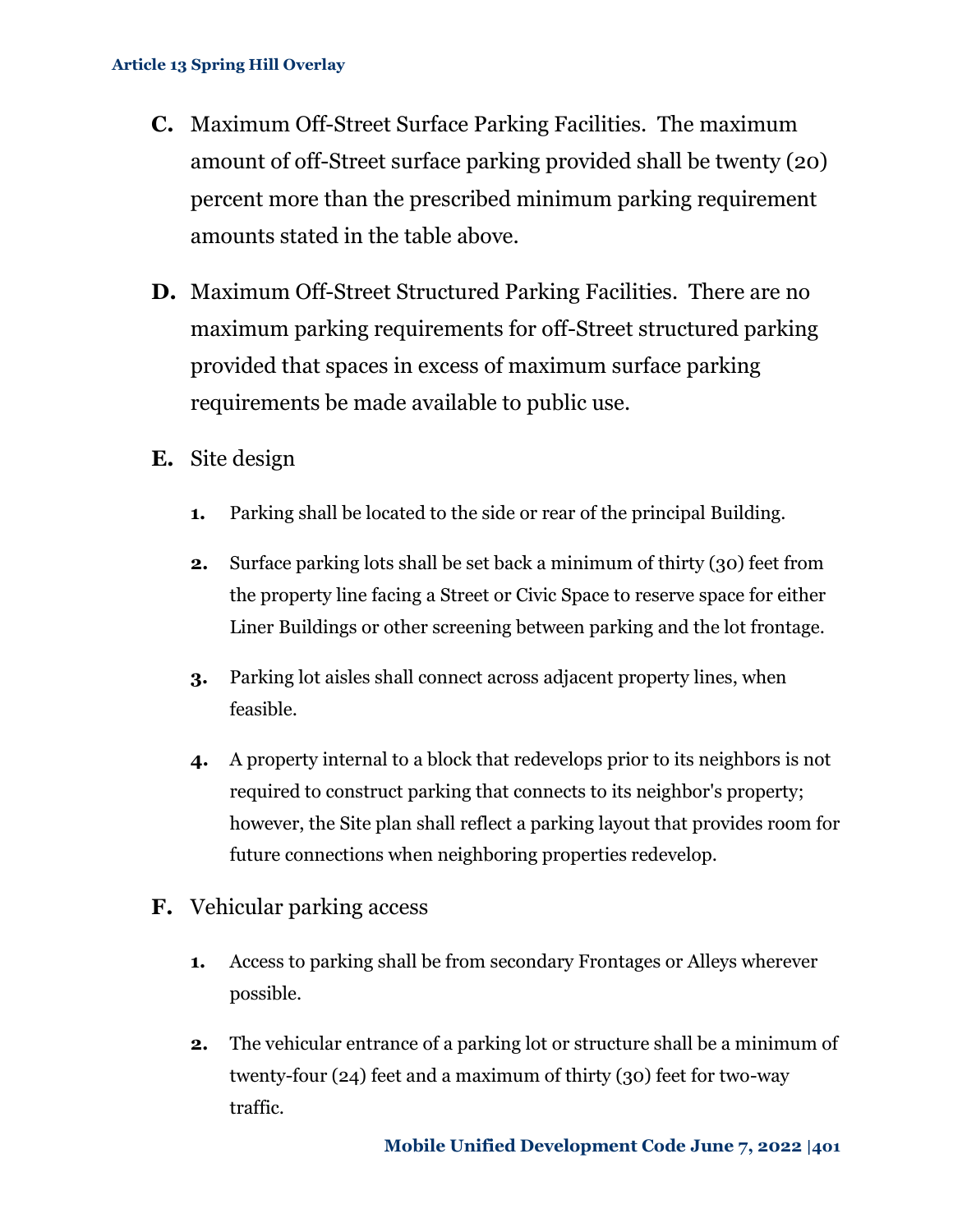**C.** Maximum Off-Street Surface Parking Facilities. The maximum amount of off-Street surface parking provided shall be twenty (20) percent more than the prescribed minimum parking requirement amounts stated in the table above.

**D.** Maximum Off-Street Structured Parking Facilities. There are no maximum parking requirements for off-Street structured parking provided that spaces in excess of maximum surface parking requirements be made available to public use.

**E.** Site design

1. Parking shall be located to the side or rear of the principal Building.
2. Surface parking lots shall be set back a minimum of thirty (30) feet from the property line facing a Street or Civic Space to reserve space for either Liner Buildings or other screening between parking and the lot frontage.
3. Parking lot aisles shall connect across adjacent property lines, when feasible.
4. A property internal to a block that redevelops prior to its neighbors is not required to construct parking that connects to its neighbor's property; however, the Site plan shall reflect a parking layout that provides room for future connections when neighboring properties redevelop.

**F.** Vehicular parking access

1. Access to parking shall be from secondary Frontages or Alleys wherever possible.
2. The vehicular entrance of a parking lot or structure shall be a minimum of twenty-four (24) feet and a maximum of thirty (30) feet for two-way traffic.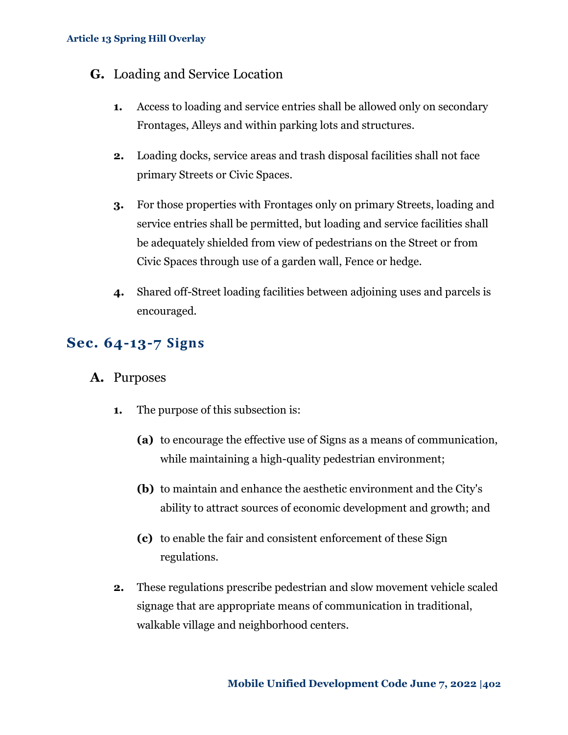**G.** Loading and Service Location

**1.** Access to loading and service entries shall be allowed only on secondary Frontages, Alleys and within parking lots and structures.

**2.** Loading docks, service areas and trash disposal facilities shall not face primary Streets or Civic Spaces.

**3.** For those properties with Frontages only on primary Streets, loading and service entries shall be permitted, but loading and service facilities shall be adequately shielded from view of pedestrians on the Street or from Civic Spaces through use of a garden wall, Fence or hedge.

**4.** Shared off-Street loading facilities between adjoining uses and parcels is encouraged.

## Sec. 64-13-7 Signs

**A.** Purposes

**1.** The purpose of this subsection is:

**(a)** to encourage the effective use of Signs as a means of communication, while maintaining a high-quality pedestrian environment;

**(b)** to maintain and enhance the aesthetic environment and the City's ability to attract sources of economic development and growth; and

**(c)** to enable the fair and consistent enforcement of these Sign regulations.

**2.** These regulations prescribe pedestrian and slow movement vehicle scaled signage that are appropriate means of communication in traditional, walkable village and neighborhood centers.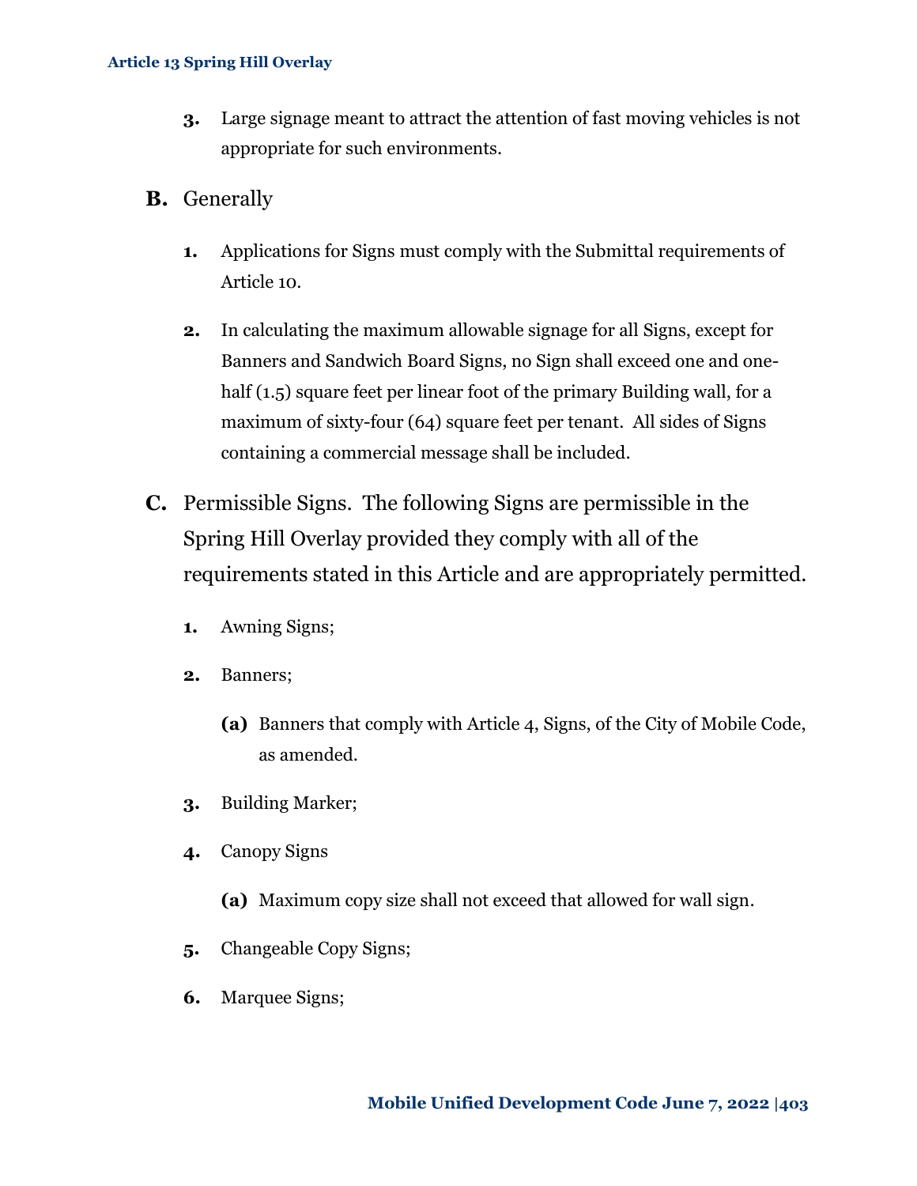3. Large signage meant to attract the attention of fast moving vehicles is not appropriate for such environments.

**B.** Generally

1. Applications for Signs must comply with the Submittal requirements of Article 10.

2. In calculating the maximum allowable signage for all Signs, except for Banners and Sandwich Board Signs, no Sign shall exceed one and one-half (1.5) square feet per linear foot of the primary Building wall, for a maximum of sixty-four (64) square feet per tenant. All sides of Signs containing a commercial message shall be included.

**C.** Permissible Signs. The following Signs are permissible in the Spring Hill Overlay provided they comply with all of the requirements stated in this Article and are appropriately permitted.

1. Awning Signs;

2. Banners;

   **(a)** Banners that comply with Article 4, Signs, of the City of Mobile Code, as amended.

3. Building Marker;

4. Canopy Signs

   **(a)** Maximum copy size shall not exceed that allowed for wall sign.

5. Changeable Copy Signs;

6. Marquee Signs;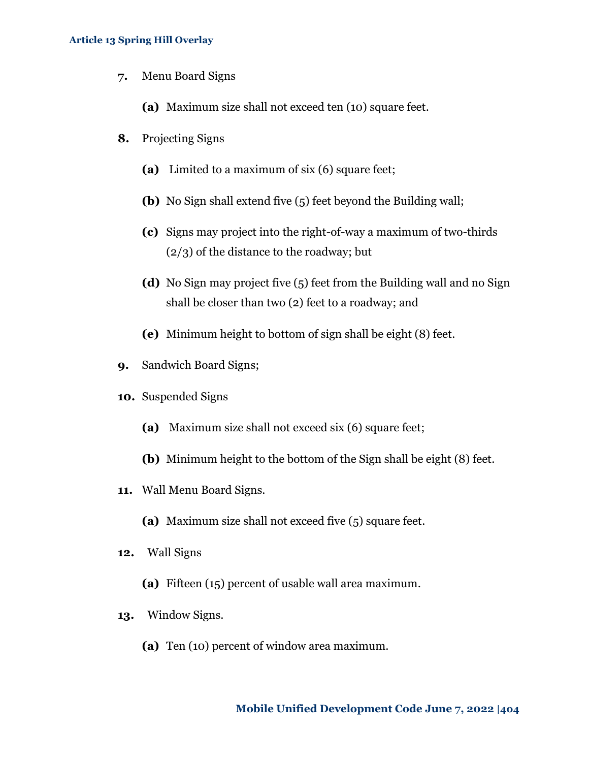7. Menu Board Signs

   **(a)** Maximum size shall not exceed ten (10) square feet.

8. Projecting Signs

   **(a)** Limited to a maximum of six (6) square feet;

   **(b)** No Sign shall extend five (5) feet beyond the Building wall;

   **(c)** Signs may project into the right-of-way a maximum of two-thirds (2/3) of the distance to the roadway; but

   **(d)** No Sign may project five (5) feet from the Building wall and no Sign shall be closer than two (2) feet to a roadway; and

   **(e)** Minimum height to bottom of sign shall be eight (8) feet.

9. Sandwich Board Signs;

10. Suspended Signs

    **(a)** Maximum size shall not exceed six (6) square feet;

    **(b)** Minimum height to the bottom of the Sign shall be eight (8) feet.

11. Wall Menu Board Signs.

    **(a)** Maximum size shall not exceed five (5) square feet.

12. Wall Signs

    **(a)** Fifteen (15) percent of usable wall area maximum.

13. Window Signs.

    **(a)** Ten (10) percent of window area maximum.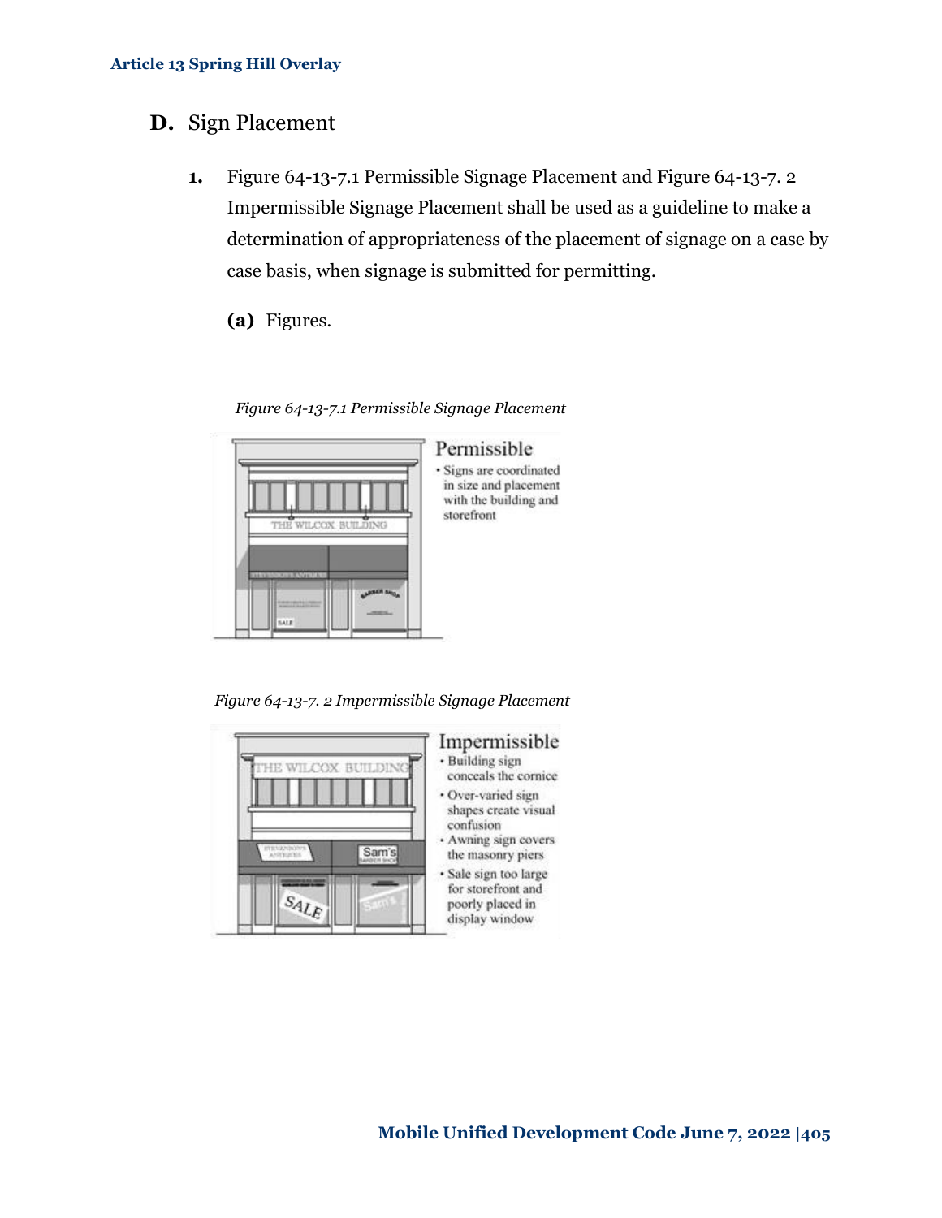## D. Sign Placement

1. Figure 64-13-7.1 Permissible Signage Placement and Figure 64-13-7. 2 Impermissible Signage Placement shall be used as a guideline to make a determination of appropriateness of the placement of signage on a case by case basis, when signage is submitted for permitting.

   **(a)** Figures.

*Figure 64-13-7.1 Permissible Signage Placement*

Permissible
- Signs are coordinated in size and placement with the building and storefront

*Figure 64-13-7. 2 Impermissible Signage Placement*

Impermissible
- Building sign conceals the cornice
- Over-varied sign shapes create visual confusion
- Awning sign covers the masonry piers
- Sale sign too large for storefront and poorly placed in display window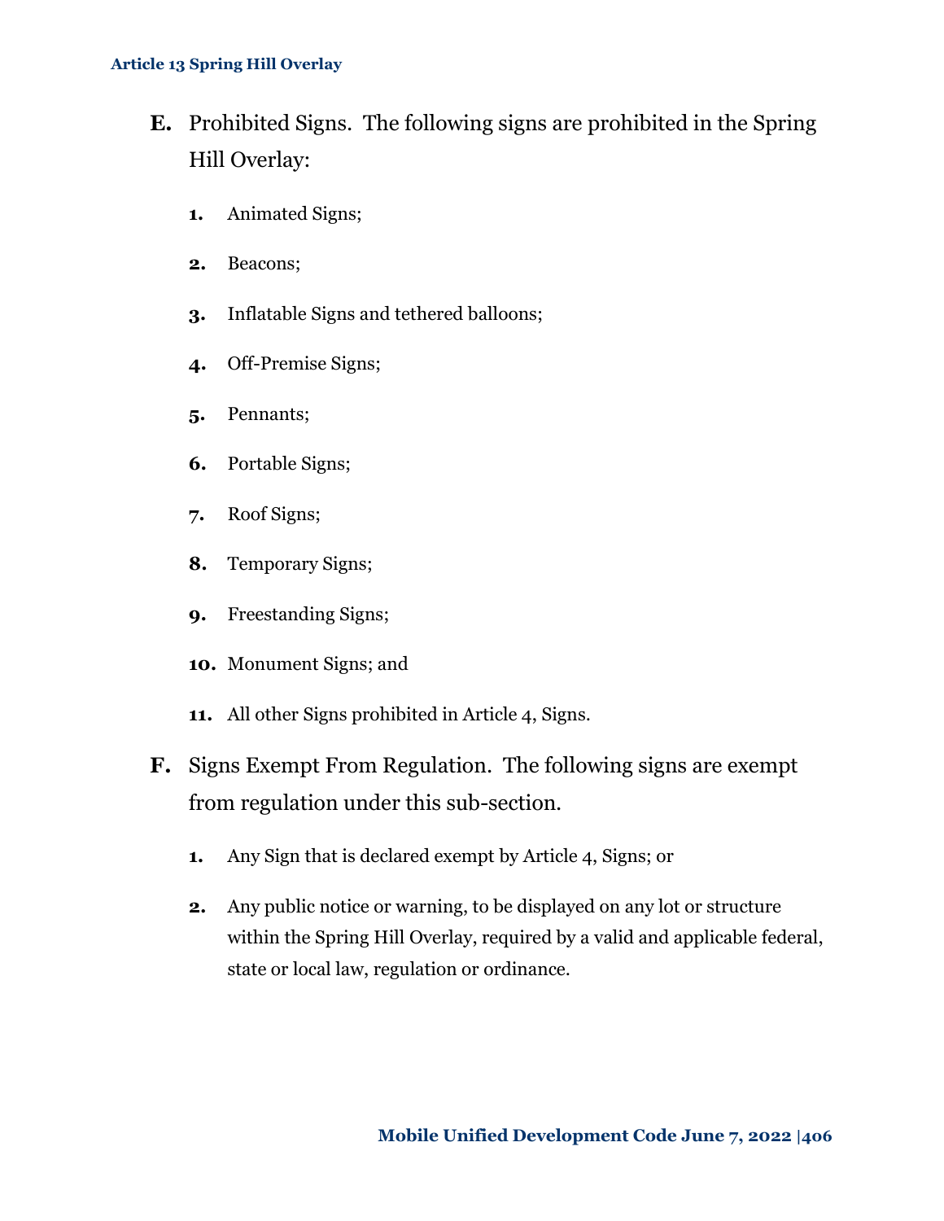**E.** Prohibited Signs. The following signs are prohibited in the Spring Hill Overlay:

1. Animated Signs;
2. Beacons;
3. Inflatable Signs and tethered balloons;
4. Off-Premise Signs;
5. Pennants;
6. Portable Signs;
7. Roof Signs;
8. Temporary Signs;
9. Freestanding Signs;
10. Monument Signs; and
11. All other Signs prohibited in Article 4, Signs.

**F.** Signs Exempt From Regulation. The following signs are exempt from regulation under this sub-section.

1. Any Sign that is declared exempt by Article 4, Signs; or
2. Any public notice or warning, to be displayed on any lot or structure within the Spring Hill Overlay, required by a valid and applicable federal, state or local law, regulation or ordinance.